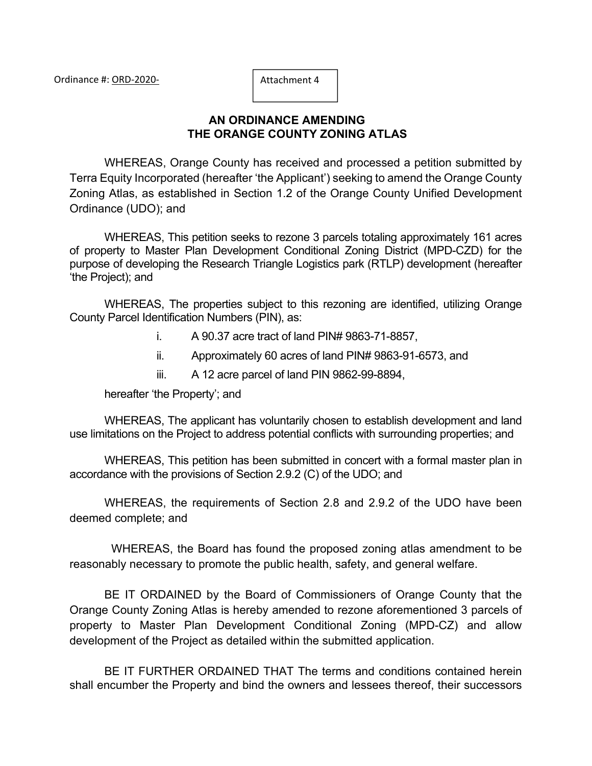Ordinance #: ORD-2020-

Attachment 4

## AN ORDINANCE AMENDING THE ORANGE COUNTY ZONING ATLAS

WHEREAS, Orange County has received and processed a petition submitted by Terra Equity Incorporated (hereafter 'the Applicant') seeking to amend the Orange County Zoning Atlas, as established in Section 1.2 of the Orange County Unified Development Ordinance (UDO); and

WHEREAS, This petition seeks to rezone 3 parcels totaling approximately 161 acres of property to Master Plan Development Conditional Zoning District (MPD-CZD) for the purpose of developing the Research Triangle Logistics park (RTLP) development (hereafter 'the Project); and

WHEREAS, The properties subject to this rezoning are identified, utilizing Orange County Parcel Identification Numbers (PIN), as:

i. A 90.37 acre tract of land PIN# 9863-71-8857,

ii. Approximately 60 acres of land PIN# 9863-91-6573, and

iii. A 12 acre parcel of land PIN 9862-99-8894,

hereafter 'the Property'; and

WHEREAS, The applicant has voluntarily chosen to establish development and land use limitations on the Project to address potential conflicts with surrounding properties; and

WHEREAS, This petition has been submitted in concert with a formal master plan in accordance with the provisions of Section 2.9.2 (C) of the UDO; and

WHEREAS, the requirements of Section 2.8 and 2.9.2 of the UDO have been deemed complete; and

WHEREAS, the Board has found the proposed zoning atlas amendment to be reasonably necessary to promote the public health, safety, and general welfare.

BE IT ORDAINED by the Board of Commissioners of Orange County that the Orange County Zoning Atlas is hereby amended to rezone aforementioned 3 parcels of property to Master Plan Development Conditional Zoning (MPD-CZ) and allow development of the Project as detailed within the submitted application.

BE IT FURTHER ORDAINED THAT The terms and conditions contained herein shall encumber the Property and bind the owners and lessees thereof, their successors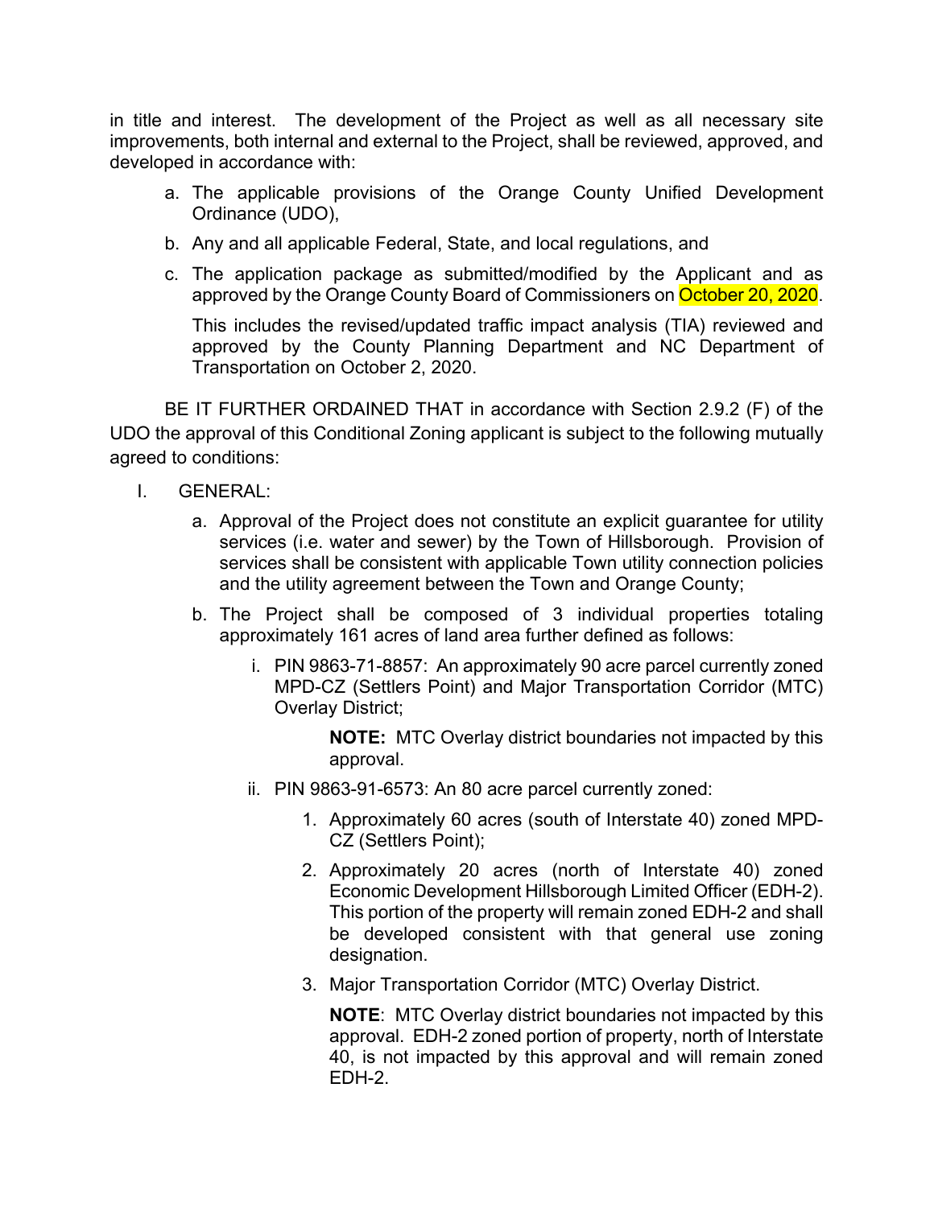in title and interest. The development of the Project as well as all necessary site improvements, both internal and external to the Project, shall be reviewed, approved, and developed in accordance with:

a. The applicable provisions of the Orange County Unified Development Ordinance (UDO),

b. Any and all applicable Federal, State, and local regulations, and

c. The application package as submitted/modified by the Applicant and as approved by the Orange County Board of Commissioners on October 20, 2020.

   This includes the revised/updated traffic impact analysis (TIA) reviewed and approved by the County Planning Department and NC Department of Transportation on October 2, 2020.

BE IT FURTHER ORDAINED THAT in accordance with Section 2.9.2 (F) of the UDO the approval of this Conditional Zoning applicant is subject to the following mutually agreed to conditions:

I. GENERAL:

   a. Approval of the Project does not constitute an explicit guarantee for utility services (i.e. water and sewer) by the Town of Hillsborough. Provision of services shall be consistent with applicable Town utility connection policies and the utility agreement between the Town and Orange County;

   b. The Project shall be composed of 3 individual properties totaling approximately 161 acres of land area further defined as follows:

      i. PIN 9863-71-8857: An approximately 90 acre parcel currently zoned MPD-CZ (Settlers Point) and Major Transportation Corridor (MTC) Overlay District;

         **NOTE:** MTC Overlay district boundaries not impacted by this approval.

      ii. PIN 9863-91-6573: An 80 acre parcel currently zoned:

         1. Approximately 60 acres (south of Interstate 40) zoned MPD-CZ (Settlers Point);

         2. Approximately 20 acres (north of Interstate 40) zoned Economic Development Hillsborough Limited Officer (EDH-2). This portion of the property will remain zoned EDH-2 and shall be developed consistent with that general use zoning designation.

         3. Major Transportation Corridor (MTC) Overlay District.

            **NOTE**: MTC Overlay district boundaries not impacted by this approval. EDH-2 zoned portion of property, north of Interstate 40, is not impacted by this approval and will remain zoned EDH-2.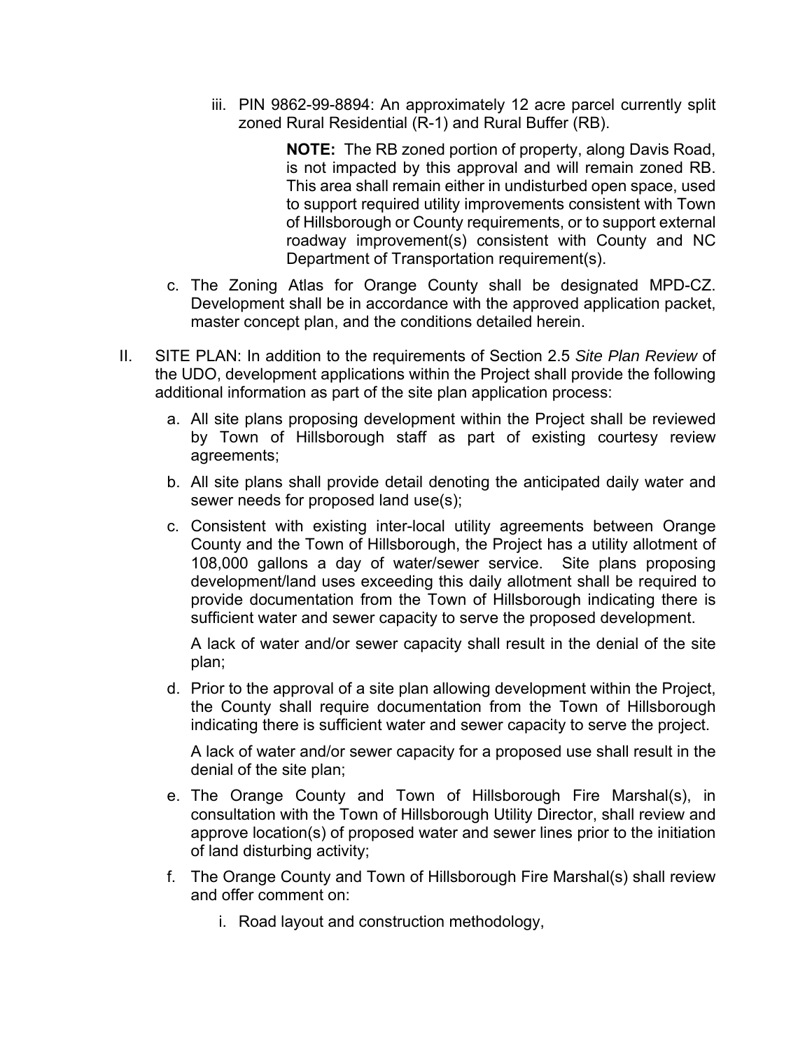iii. PIN 9862-99-8894: An approximately 12 acre parcel currently split zoned Rural Residential (R-1) and Rural Buffer (RB).

> **NOTE:** The RB zoned portion of property, along Davis Road, is not impacted by this approval and will remain zoned RB. This area shall remain either in undisturbed open space, used to support required utility improvements consistent with Town of Hillsborough or County requirements, or to support external roadway improvement(s) consistent with County and NC Department of Transportation requirement(s).

c. The Zoning Atlas for Orange County shall be designated MPD-CZ. Development shall be in accordance with the approved application packet, master concept plan, and the conditions detailed herein.

II. SITE PLAN: In addition to the requirements of Section 2.5 *Site Plan Review* of the UDO, development applications within the Project shall provide the following additional information as part of the site plan application process:

a. All site plans proposing development within the Project shall be reviewed by Town of Hillsborough staff as part of existing courtesy review agreements;

b. All site plans shall provide detail denoting the anticipated daily water and sewer needs for proposed land use(s);

c. Consistent with existing inter-local utility agreements between Orange County and the Town of Hillsborough, the Project has a utility allotment of 108,000 gallons a day of water/sewer service. Site plans proposing development/land uses exceeding this daily allotment shall be required to provide documentation from the Town of Hillsborough indicating there is sufficient water and sewer capacity to serve the proposed development.

   A lack of water and/or sewer capacity shall result in the denial of the site plan;

d. Prior to the approval of a site plan allowing development within the Project, the County shall require documentation from the Town of Hillsborough indicating there is sufficient water and sewer capacity to serve the project.

   A lack of water and/or sewer capacity for a proposed use shall result in the denial of the site plan;

e. The Orange County and Town of Hillsborough Fire Marshal(s), in consultation with the Town of Hillsborough Utility Director, shall review and approve location(s) of proposed water and sewer lines prior to the initiation of land disturbing activity;

f. The Orange County and Town of Hillsborough Fire Marshal(s) shall review and offer comment on:

   i. Road layout and construction methodology,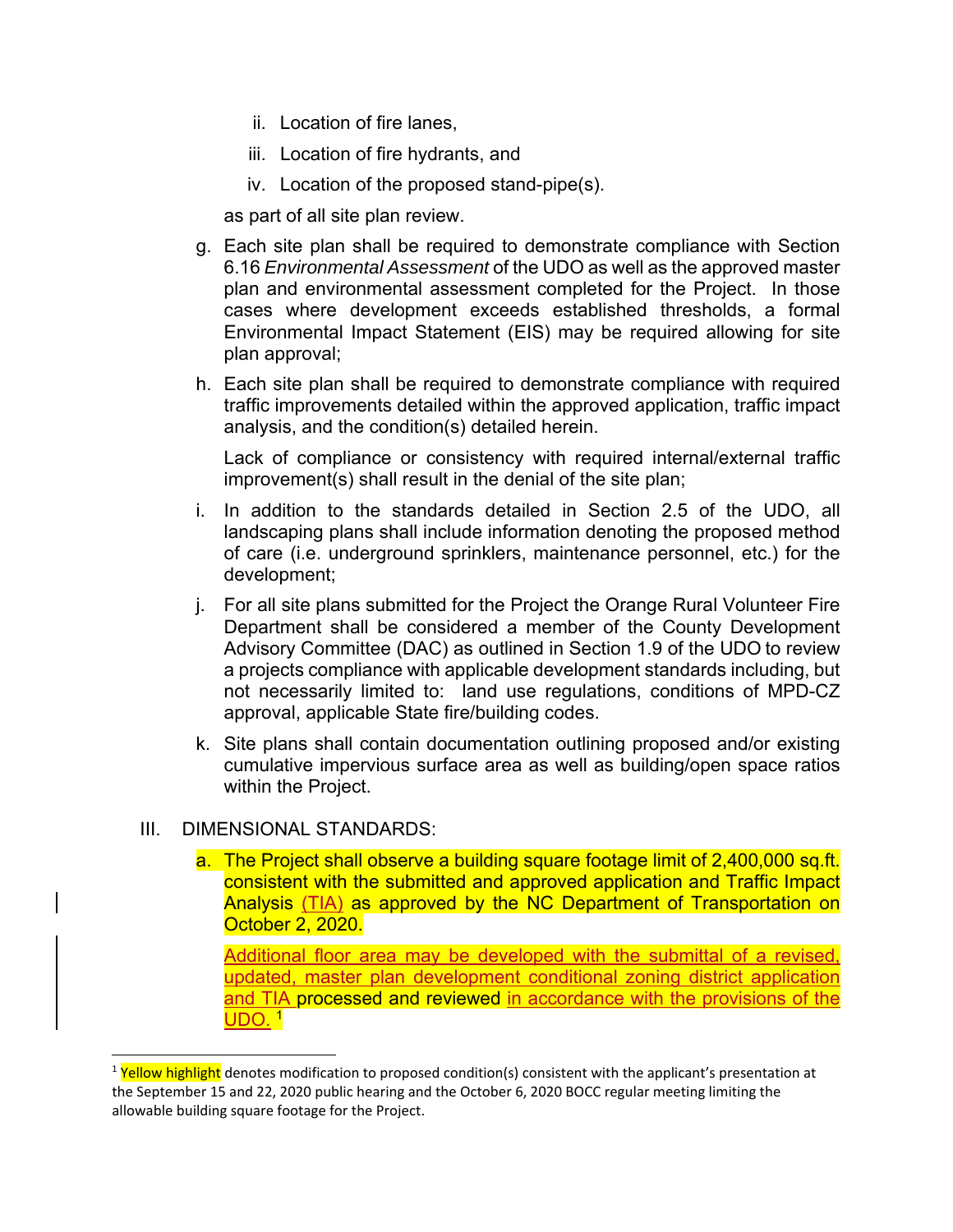ii. Location of fire lanes,

iii. Location of fire hydrants, and

iv. Location of the proposed stand-pipe(s).

as part of all site plan review.

g. Each site plan shall be required to demonstrate compliance with Section 6.16 *Environmental Assessment* of the UDO as well as the approved master plan and environmental assessment completed for the Project. In those cases where development exceeds established thresholds, a formal Environmental Impact Statement (EIS) may be required allowing for site plan approval;

h. Each site plan shall be required to demonstrate compliance with required traffic improvements detailed within the approved application, traffic impact analysis, and the condition(s) detailed herein.

   Lack of compliance or consistency with required internal/external traffic improvement(s) shall result in the denial of the site plan;

i. In addition to the standards detailed in Section 2.5 of the UDO, all landscaping plans shall include information denoting the proposed method of care (i.e. underground sprinklers, maintenance personnel, etc.) for the development;

j. For all site plans submitted for the Project the Orange Rural Volunteer Fire Department shall be considered a member of the County Development Advisory Committee (DAC) as outlined in Section 1.9 of the UDO to review a projects compliance with applicable development standards including, but not necessarily limited to: land use regulations, conditions of MPD-CZ approval, applicable State fire/building codes.

k. Site plans shall contain documentation outlining proposed and/or existing cumulative impervious surface area as well as building/open space ratios within the Project.

III. DIMENSIONAL STANDARDS:

a. The Project shall observe a building square footage limit of 2,400,000 sq.ft. consistent with the submitted and approved application and Traffic Impact Analysis (TIA) as approved by the NC Department of Transportation on October 2, 2020.

   Additional floor area may be developed with the submittal of a revised, updated, master plan development conditional zoning district application and TIA processed and reviewed in accordance with the provisions of the UDO. [1]

[1] Yellow highlight denotes modification to proposed condition(s) consistent with the applicant's presentation at the September 15 and 22, 2020 public hearing and the October 6, 2020 BOCC regular meeting limiting the allowable building square footage for the Project.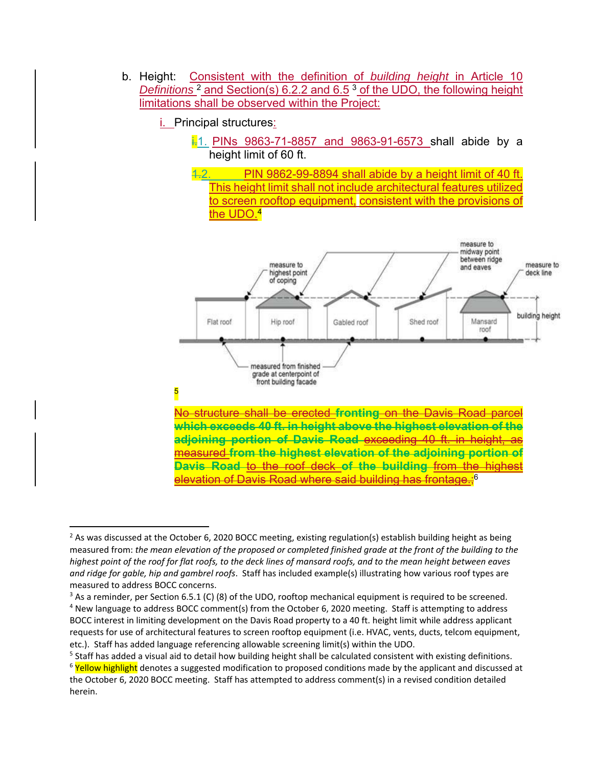b. Height: Consistent with the definition of *building height* in Article 10 *Definitions* [2] and Section(s) 6.2.2 and 6.5 [3] of the UDO, the following height limitations shall be observed within the Project:

i. Principal structures:

i.1. PINs 9863-71-8857 and 9863-91-6573 shall abide by a height limit of 60 ft.

1.2. PIN 9862-99-8894 shall abide by a height limit of 40 ft. This height limit shall not include architectural features utilized to screen rooftop equipment, consistent with the provisions of the UDO.[4]

[5]

~~No structure shall be erected~~ ~~fronting on the Davis Road parcel which exceeds 40 ft. in height above the highest elevation of the adjoining portion of Davis Road~~ ~~exceeding 40 ft. in height, as measured~~ ~~from the highest elevation of the adjoining portion of Davis Road~~ ~~to the roof deck~~ ~~of the building~~ ~~from the highest elevation of Davis Road where said building has frontage.;~~[6]

---

[2] As was discussed at the October 6, 2020 BOCC meeting, existing regulation(s) establish building height as being measured from: *the mean elevation of the proposed or completed finished grade at the front of the building to the highest point of the roof for flat roofs, to the deck lines of mansard roofs, and to the mean height between eaves and ridge for gable, hip and gambrel roofs*. Staff has included example(s) illustrating how various roof types are measured to address BOCC concerns.

[3] As a reminder, per Section 6.5.1 (C) (8) of the UDO, rooftop mechanical equipment is required to be screened.

[4] New language to address BOCC comment(s) from the October 6, 2020 meeting. Staff is attempting to address BOCC interest in limiting development on the Davis Road property to a 40 ft. height limit while address applicant requests for use of architectural features to screen rooftop equipment (i.e. HVAC, vents, ducts, telcom equipment, etc.). Staff has added language referencing allowable screening limit(s) within the UDO.

[5] Staff has added a visual aid to detail how building height shall be calculated consistent with existing definitions.

[6] Yellow highlight denotes a suggested modification to proposed conditions made by the applicant and discussed at the October 6, 2020 BOCC meeting. Staff has attempted to address comment(s) in a revised condition detailed herein.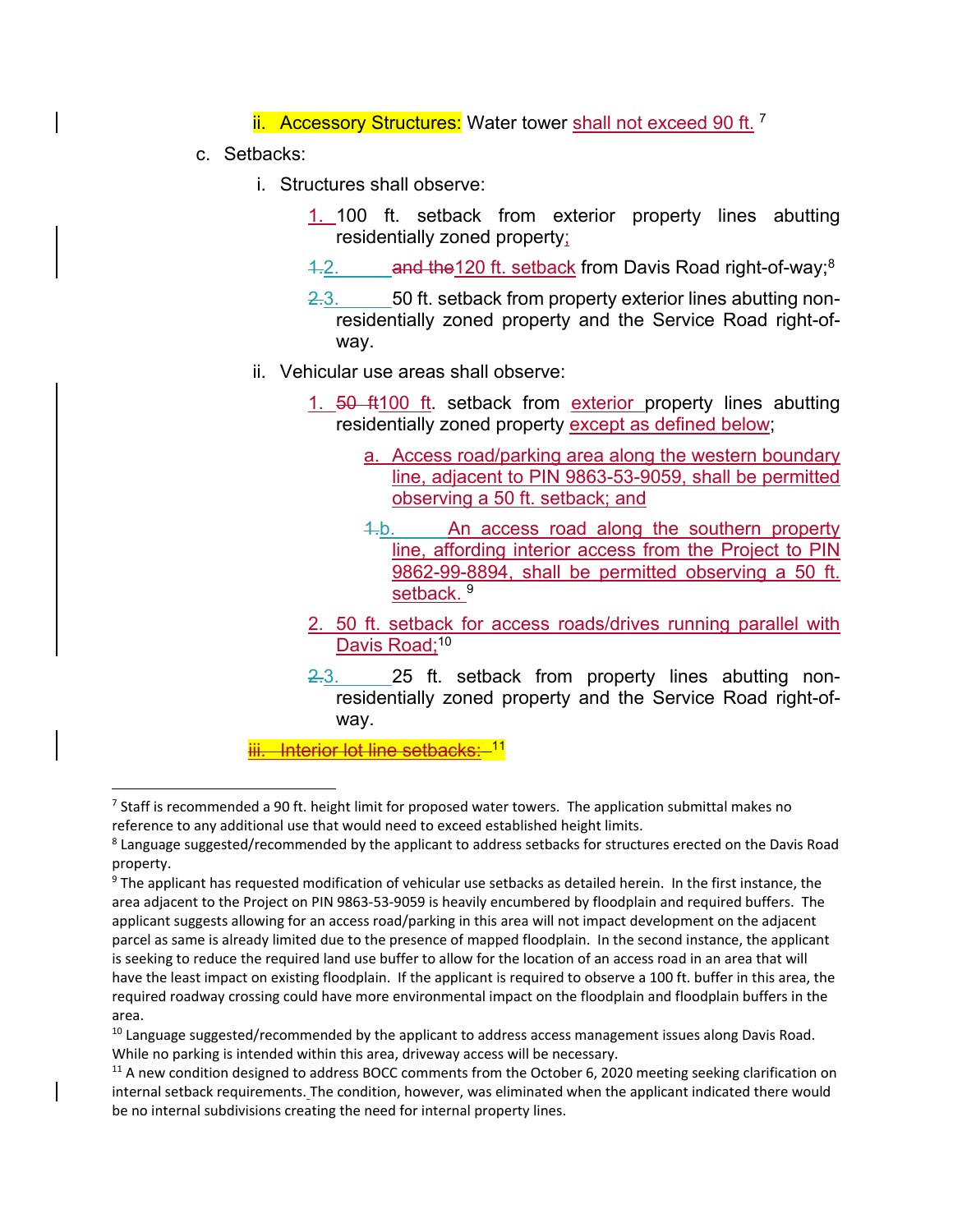ii. Accessory Structures: Water tower shall not exceed 90 ft. [7]

c. Setbacks:

   i. Structures shall observe:

      1. 100 ft. setback from exterior property lines abutting residentially zoned property;

      2. ~~and the~~ 120 ft. setback from Davis Road right-of-way;[8]

      3. 50 ft. setback from property exterior lines abutting non-residentially zoned property and the Service Road right-of-way.

   ii. Vehicular use areas shall observe:

      1. ~~50 ft~~ 100 ft. setback from exterior property lines abutting residentially zoned property except as defined below;

         a. Access road/parking area along the western boundary line, adjacent to PIN 9863-53-9059, shall be permitted observing a 50 ft. setback; and

         b. An access road along the southern property line, affording interior access from the Project to PIN 9862-99-8894, shall be permitted observing a 50 ft. setback. [9]

      2. 50 ft. setback for access roads/drives running parallel with Davis Road;[10]

      3. 25 ft. setback from property lines abutting non-residentially zoned property and the Service Road right-of-way.

   ~~iii. Interior lot line setbacks:~~ [11]

---

[7] Staff is recommended a 90 ft. height limit for proposed water towers. The application submittal makes no reference to any additional use that would need to exceed established height limits.

[8] Language suggested/recommended by the applicant to address setbacks for structures erected on the Davis Road property.

[9] The applicant has requested modification of vehicular use setbacks as detailed herein. In the first instance, the area adjacent to the Project on PIN 9863-53-9059 is heavily encumbered by floodplain and required buffers. The applicant suggests allowing for an access road/parking in this area will not impact development on the adjacent parcel as same is already limited due to the presence of mapped floodplain. In the second instance, the applicant is seeking to reduce the required land use buffer to allow for the location of an access road in an area that will have the least impact on existing floodplain. If the applicant is required to observe a 100 ft. buffer in this area, the required roadway crossing could have more environmental impact on the floodplain and floodplain buffers in the area.

[10] Language suggested/recommended by the applicant to address access management issues along Davis Road. While no parking is intended within this area, driveway access will be necessary.

[11] A new condition designed to address BOCC comments from the October 6, 2020 meeting seeking clarification on internal setback requirements. The condition, however, was eliminated when the applicant indicated there would be no internal subdivisions creating the need for internal property lines.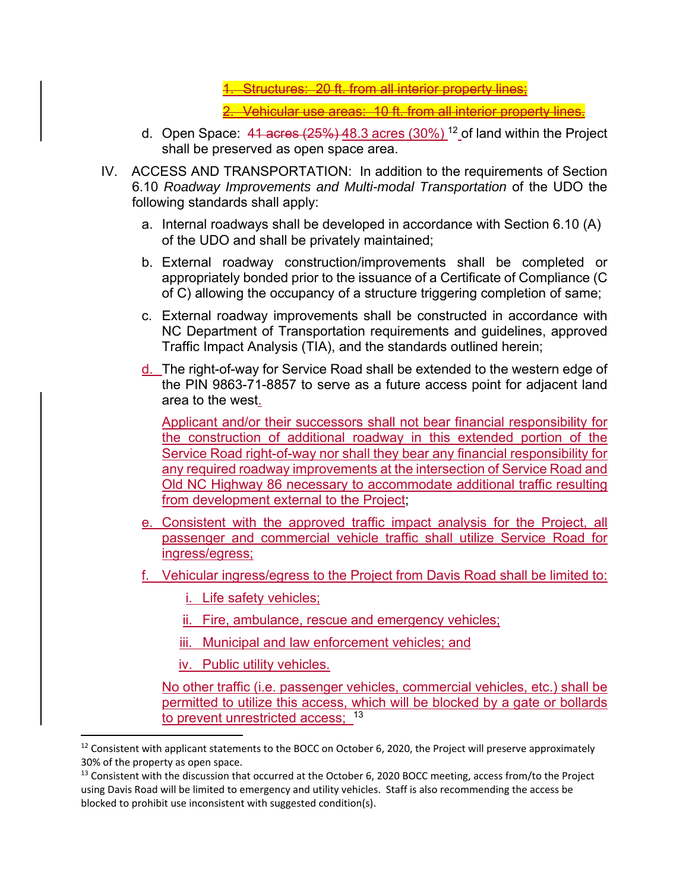1. ~~Structures: 20 ft. from all interior property lines;~~

2. ~~Vehicular use areas: 10 ft. from all interior property lines.~~

d. Open Space: ~~41 acres (25%)~~ 48.3 acres (30%) [12] of land within the Project shall be preserved as open space area.

IV. ACCESS AND TRANSPORTATION: In addition to the requirements of Section 6.10 *Roadway Improvements and Multi-modal Transportation* of the UDO the following standards shall apply:

a. Internal roadways shall be developed in accordance with Section 6.10 (A) of the UDO and shall be privately maintained;

b. External roadway construction/improvements shall be completed or appropriately bonded prior to the issuance of a Certificate of Compliance (C of C) allowing the occupancy of a structure triggering completion of same;

c. External roadway improvements shall be constructed in accordance with NC Department of Transportation requirements and guidelines, approved Traffic Impact Analysis (TIA), and the standards outlined herein;

d. The right-of-way for Service Road shall be extended to the western edge of the PIN 9863-71-8857 to serve as a future access point for adjacent land area to the west.

Applicant and/or their successors shall not bear financial responsibility for the construction of additional roadway in this extended portion of the Service Road right-of-way nor shall they bear any financial responsibility for any required roadway improvements at the intersection of Service Road and Old NC Highway 86 necessary to accommodate additional traffic resulting from development external to the Project;

e. Consistent with the approved traffic impact analysis for the Project, all passenger and commercial vehicle traffic shall utilize Service Road for ingress/egress;

f. Vehicular ingress/egress to the Project from Davis Road shall be limited to:

i. Life safety vehicles;

ii. Fire, ambulance, rescue and emergency vehicles;

iii. Municipal and law enforcement vehicles; and

iv. Public utility vehicles.

No other traffic (i.e. passenger vehicles, commercial vehicles, etc.) shall be permitted to utilize this access, which will be blocked by a gate or bollards to prevent unrestricted access; [13]

---

[12] Consistent with applicant statements to the BOCC on October 6, 2020, the Project will preserve approximately 30% of the property as open space.

[13] Consistent with the discussion that occurred at the October 6, 2020 BOCC meeting, access from/to the Project using Davis Road will be limited to emergency and utility vehicles. Staff is also recommending the access be blocked to prohibit use inconsistent with suggested condition(s).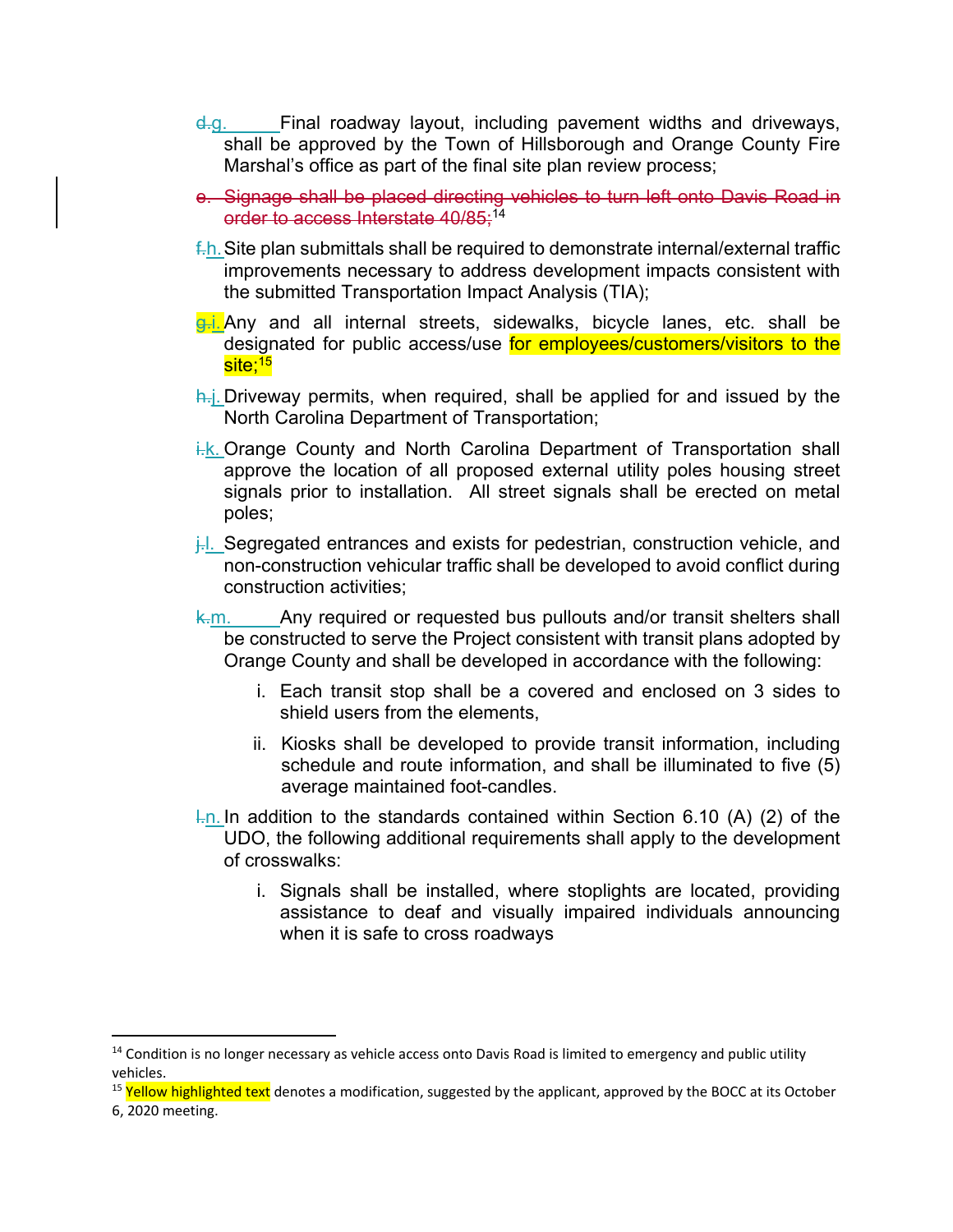~~d.~~g. Final roadway layout, including pavement widths and driveways, shall be approved by the Town of Hillsborough and Orange County Fire Marshal's office as part of the final site plan review process;

~~e. Signage shall be placed directing vehicles to turn left onto Davis Road in order to access Interstate 40/85;~~[14]

~~f.~~h. Site plan submittals shall be required to demonstrate internal/external traffic improvements necessary to address development impacts consistent with the submitted Transportation Impact Analysis (TIA);

~~g.~~i. Any and all internal streets, sidewalks, bicycle lanes, etc. shall be designated for public access/use for employees/customers/visitors to the site;[15]

~~h.~~j. Driveway permits, when required, shall be applied for and issued by the North Carolina Department of Transportation;

~~i.~~k. Orange County and North Carolina Department of Transportation shall approve the location of all proposed external utility poles housing street signals prior to installation. All street signals shall be erected on metal poles;

~~j.~~l. Segregated entrances and exists for pedestrian, construction vehicle, and non-construction vehicular traffic shall be developed to avoid conflict during construction activities;

~~k.~~m. Any required or requested bus pullouts and/or transit shelters shall be constructed to serve the Project consistent with transit plans adopted by Orange County and shall be developed in accordance with the following:

  i. Each transit stop shall be a covered and enclosed on 3 sides to shield users from the elements,

  ii. Kiosks shall be developed to provide transit information, including schedule and route information, and shall be illuminated to five (5) average maintained foot-candles.

~~l.~~n. In addition to the standards contained within Section 6.10 (A) (2) of the UDO, the following additional requirements shall apply to the development of crosswalks:

  i. Signals shall be installed, where stoplights are located, providing assistance to deaf and visually impaired individuals announcing when it is safe to cross roadways

---

[14] Condition is no longer necessary as vehicle access onto Davis Road is limited to emergency and public utility vehicles.

[15] Yellow highlighted text denotes a modification, suggested by the applicant, approved by the BOCC at its October 6, 2020 meeting.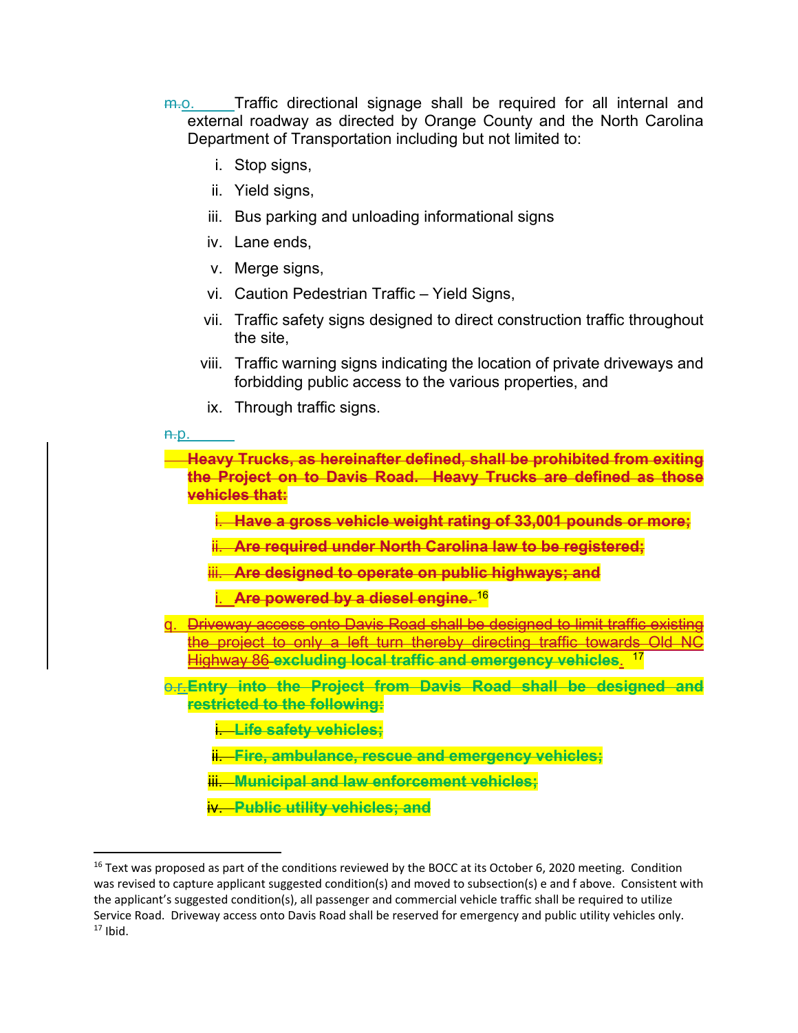m.o. Traffic directional signage shall be required for all internal and external roadway as directed by Orange County and the North Carolina Department of Transportation including but not limited to:

i. Stop signs,

ii. Yield signs,

iii. Bus parking and unloading informational signs

iv. Lane ends,

v. Merge signs,

vi. Caution Pedestrian Traffic – Yield Signs,

vii. Traffic safety signs designed to direct construction traffic throughout the site,

viii. Traffic warning signs indicating the location of private driveways and forbidding public access to the various properties, and

ix. Through traffic signs.

n.p.

~~**Heavy Trucks, as hereinafter defined, shall be prohibited from exiting the Project on to Davis Road. Heavy Trucks are defined as those vehicles that:**~~

~~i. **Have a gross vehicle weight rating of 33,001 pounds or more;**~~

~~ii. **Are required under North Carolina law to be registered;**~~

~~iii. **Are designed to operate on public highways; and**~~

~~i. **Are powered by a diesel engine.**~~ [16]

q. ~~Driveway access onto Davis Road shall be designed to limit traffic existing the project to only a left turn thereby directing traffic towards Old NC Highway 86~~ ~~**excluding local traffic and emergency vehicles**~~. [17]

o.r. ~~**Entry into the Project from Davis Road shall be designed and restricted to the following:**~~

~~i. **Life safety vehicles;**~~

~~ii. **Fire, ambulance, rescue and emergency vehicles;**~~

~~iii. **Municipal and law enforcement vehicles;**~~

~~iv. **Public utility vehicles; and**~~

---

[16] Text was proposed as part of the conditions reviewed by the BOCC at its October 6, 2020 meeting. Condition was revised to capture applicant suggested condition(s) and moved to subsection(s) e and f above. Consistent with the applicant's suggested condition(s), all passenger and commercial vehicle traffic shall be required to utilize Service Road. Driveway access onto Davis Road shall be reserved for emergency and public utility vehicles only.

[17] Ibid.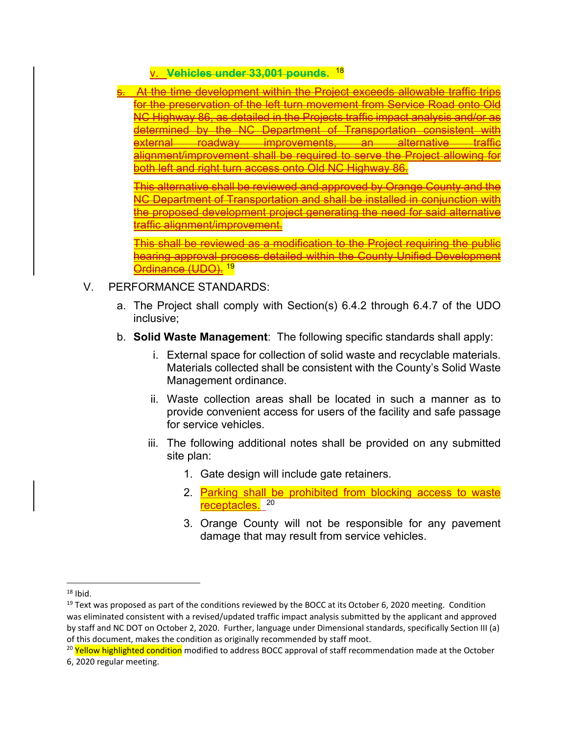v. ~~Vehicles under 33,001 pounds.~~ [18]

~~s. At the time development within the Project exceeds allowable traffic trips for the preservation of the left turn movement from Service Road onto Old NC Highway 86, as detailed in the Projects traffic impact analysis and/or as determined by the NC Department of Transportation consistent with external roadway improvements, an alternative traffic alignment/improvement shall be required to serve the Project allowing for both left and right turn access onto Old NC Highway 86.~~

~~This alternative shall be reviewed and approved by Orange County and the NC Department of Transportation and shall be installed in conjunction with the proposed development project generating the need for said alternative traffic alignment/improvement.~~

~~This shall be reviewed as a modification to the Project requiring the public hearing approval process detailed within the County Unified Development Ordinance (UDO).~~ [19]

V. PERFORMANCE STANDARDS:

a. The Project shall comply with Section(s) 6.4.2 through 6.4.7 of the UDO inclusive;

b. **Solid Waste Management**: The following specific standards shall apply:

i. External space for collection of solid waste and recyclable materials. Materials collected shall be consistent with the County's Solid Waste Management ordinance.

ii. Waste collection areas shall be located in such a manner as to provide convenient access for users of the facility and safe passage for service vehicles.

iii. The following additional notes shall be provided on any submitted site plan:

1. Gate design will include gate retainers.
2. Parking shall be prohibited from blocking access to waste receptacles. [20]
3. Orange County will not be responsible for any pavement damage that may result from service vehicles.

---

[18] Ibid.

[19] Text was proposed as part of the conditions reviewed by the BOCC at its October 6, 2020 meeting. Condition was eliminated consistent with a revised/updated traffic impact analysis submitted by the applicant and approved by staff and NC DOT on October 2, 2020. Further, language under Dimensional standards, specifically Section III (a) of this document, makes the condition as originally recommended by staff moot.

[20] Yellow highlighted condition modified to address BOCC approval of staff recommendation made at the October 6, 2020 regular meeting.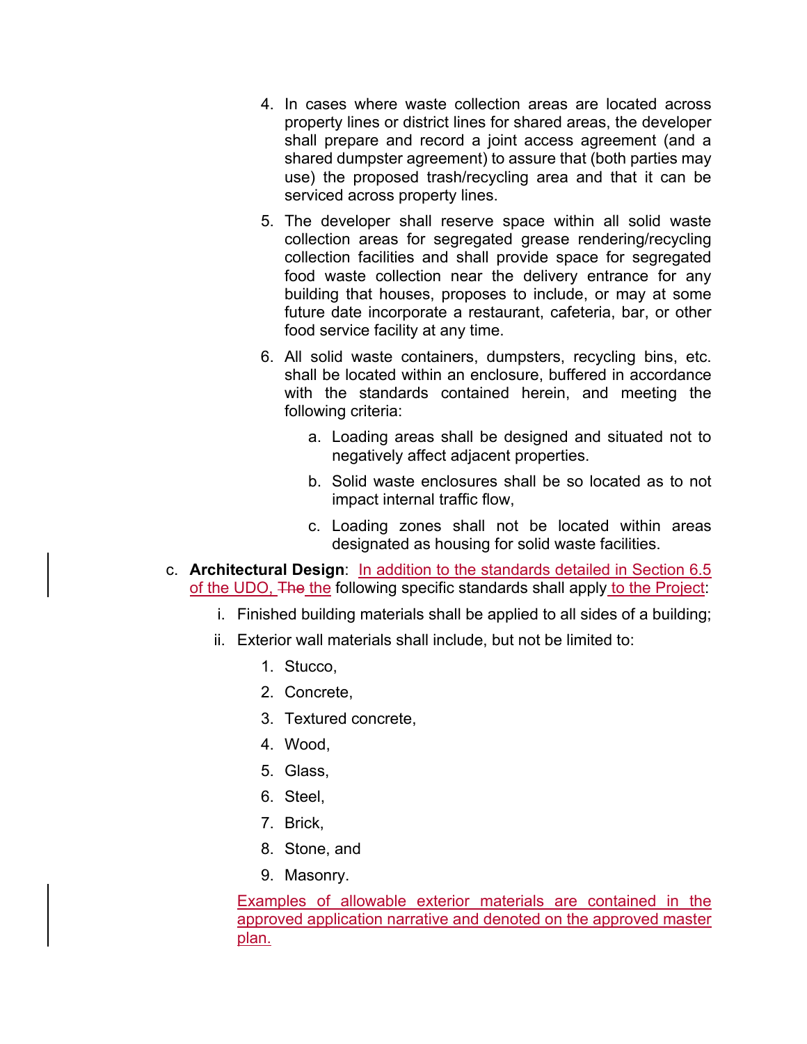4. In cases where waste collection areas are located across property lines or district lines for shared areas, the developer shall prepare and record a joint access agreement (and a shared dumpster agreement) to assure that (both parties may use) the proposed trash/recycling area and that it can be serviced across property lines.

5. The developer shall reserve space within all solid waste collection areas for segregated grease rendering/recycling collection facilities and shall provide space for segregated food waste collection near the delivery entrance for any building that houses, proposes to include, or may at some future date incorporate a restaurant, cafeteria, bar, or other food service facility at any time.

6. All solid waste containers, dumpsters, recycling bins, etc. shall be located within an enclosure, buffered in accordance with the standards contained herein, and meeting the following criteria:

   a. Loading areas shall be designed and situated not to negatively affect adjacent properties.

   b. Solid waste enclosures shall be so located as to not impact internal traffic flow,

   c. Loading zones shall not be located within areas designated as housing for solid waste facilities.

c. **Architectural Design**: In addition to the standards detailed in Section 6.5 of the UDO, ~~The~~ the following specific standards shall apply to the Project:

   i. Finished building materials shall be applied to all sides of a building;

   ii. Exterior wall materials shall include, but not be limited to:

      1. Stucco,
      2. Concrete,
      3. Textured concrete,
      4. Wood,
      5. Glass,
      6. Steel,
      7. Brick,
      8. Stone, and
      9. Masonry.

   Examples of allowable exterior materials are contained in the approved application narrative and denoted on the approved master plan.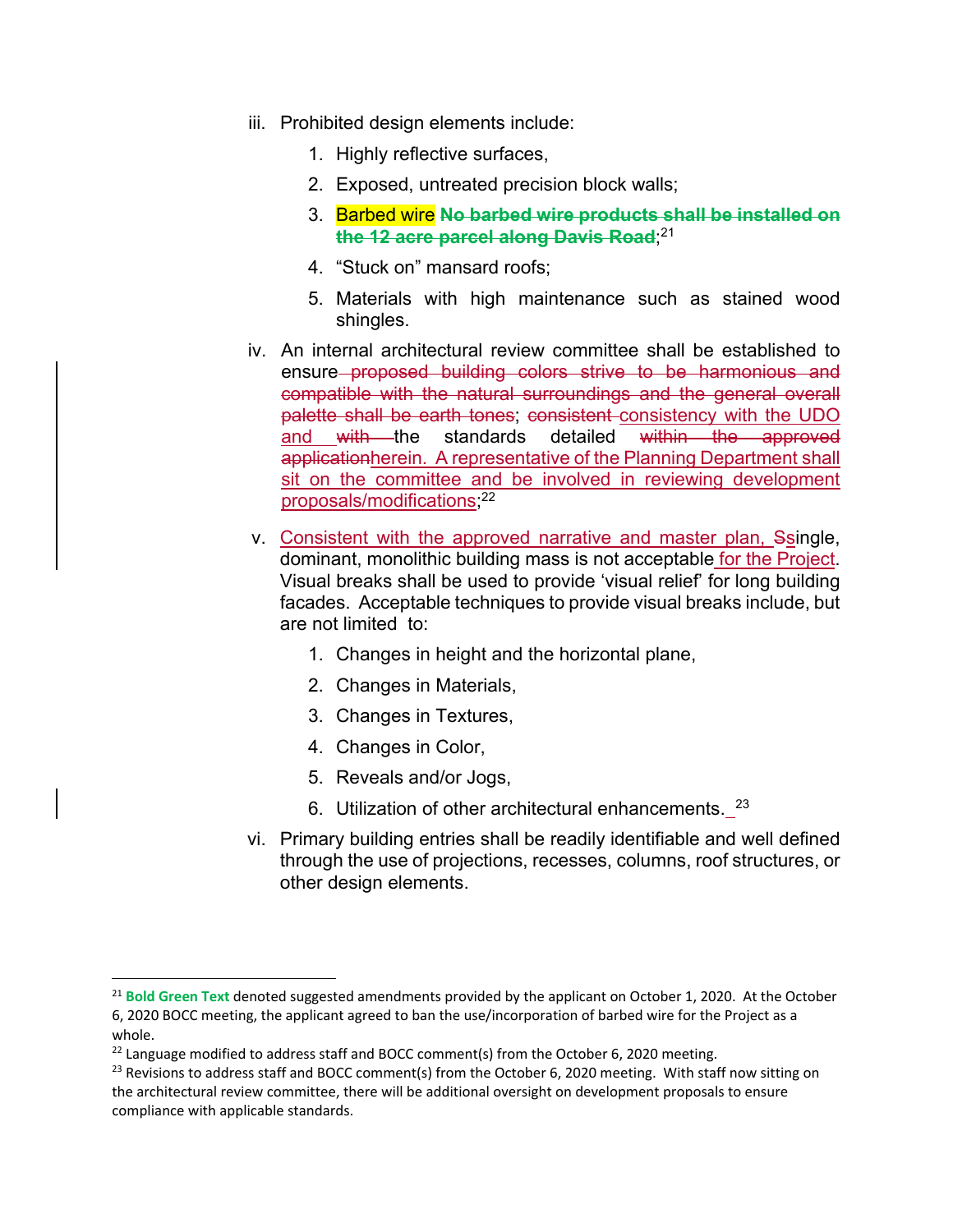iii. Prohibited design elements include:

1. Highly reflective surfaces,
2. Exposed, untreated precision block walls;
3. Barbed wire ~~**No barbed wire products shall be installed on the 12 acre parcel along Davis Road**~~;[21]
4. "Stuck on" mansard roofs;
5. Materials with high maintenance such as stained wood shingles.

iv. An internal architectural review committee shall be established to ensure ~~proposed building colors strive to be harmonious and compatible with the natural surroundings and the general overall palette shall be earth tones~~; ~~consistent~~ consistency with the UDO and ~~with~~ the standards detailed ~~within the approved application~~herein. A representative of the Planning Department shall sit on the committee and be involved in reviewing development proposals/modifications;[22]

v. Consistent with the approved narrative and master plan, ~~S~~single, dominant, monolithic building mass is not acceptable for the Project. Visual breaks shall be used to provide 'visual relief' for long building facades. Acceptable techniques to provide visual breaks include, but are not limited to:

1. Changes in height and the horizontal plane,
2. Changes in Materials,
3. Changes in Textures,
4. Changes in Color,
5. Reveals and/or Jogs,
6. Utilization of other architectural enhancements.[23]

vi. Primary building entries shall be readily identifiable and well defined through the use of projections, recesses, columns, roof structures, or other design elements.

---

[21] **Bold Green Text** denoted suggested amendments provided by the applicant on October 1, 2020. At the October 6, 2020 BOCC meeting, the applicant agreed to ban the use/incorporation of barbed wire for the Project as a whole.

[22] Language modified to address staff and BOCC comment(s) from the October 6, 2020 meeting.

[23] Revisions to address staff and BOCC comment(s) from the October 6, 2020 meeting. With staff now sitting on the architectural review committee, there will be additional oversight on development proposals to ensure compliance with applicable standards.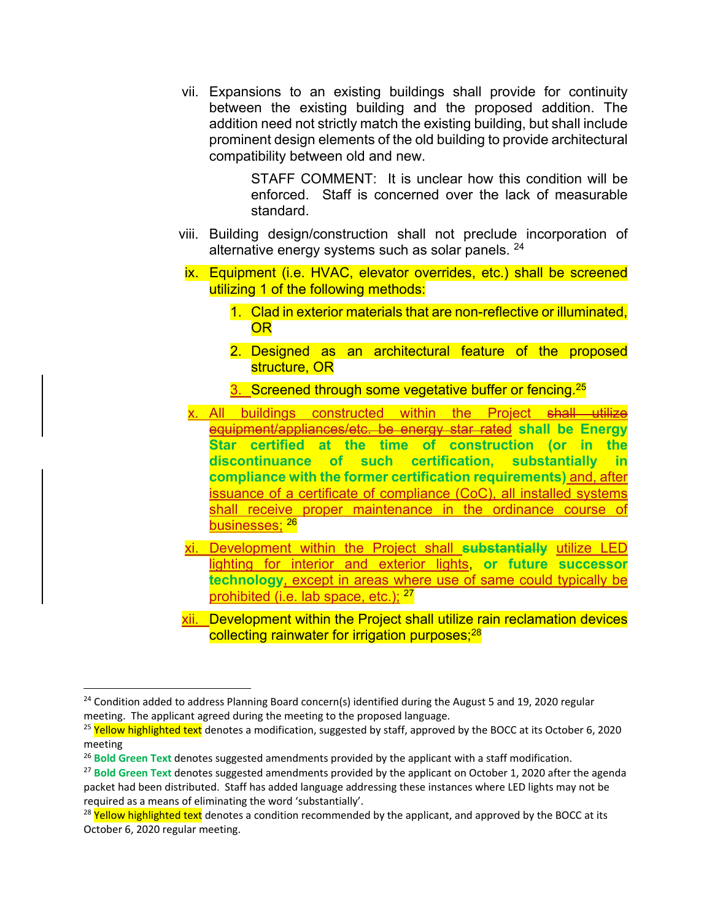vii. Expansions to an existing buildings shall provide for continuity between the existing building and the proposed addition. The addition need not strictly match the existing building, but shall include prominent design elements of the old building to provide architectural compatibility between old and new.

> STAFF COMMENT: It is unclear how this condition will be enforced. Staff is concerned over the lack of measurable standard.

viii. Building design/construction shall not preclude incorporation of alternative energy systems such as solar panels. [24]

ix. Equipment (i.e. HVAC, elevator overrides, etc.) shall be screened utilizing 1 of the following methods:

1. Clad in exterior materials that are non-reflective or illuminated, OR
2. Designed as an architectural feature of the proposed structure, OR
3. Screened through some vegetative buffer or fencing.[25]

x. All buildings constructed within the Project ~~shall utilize equipment/appliances/etc. be energy star rated~~ **shall be Energy Star certified at the time of construction (or in the discontinuance of such certification, substantially in compliance with the former certification requirements)** and, after issuance of a certificate of compliance (CoC), all installed systems shall receive proper maintenance in the ordinance course of businesses; [26]

xi. Development within the Project shall ~~**substantially**~~ utilize LED lighting for interior and exterior lights, **or future successor technology**, except in areas where use of same could typically be prohibited (i.e. lab space, etc.); [27]

xii. Development within the Project shall utilize rain reclamation devices collecting rainwater for irrigation purposes;[28]

---

[24] Condition added to address Planning Board concern(s) identified during the August 5 and 19, 2020 regular meeting. The applicant agreed during the meeting to the proposed language.

[25] Yellow highlighted text denotes a modification, suggested by staff, approved by the BOCC at its October 6, 2020 meeting

[26] **Bold Green Text** denotes suggested amendments provided by the applicant with a staff modification.

[27] **Bold Green Text** denotes suggested amendments provided by the applicant on October 1, 2020 after the agenda packet had been distributed. Staff has added language addressing these instances where LED lights may not be required as a means of eliminating the word 'substantially'.

[28] Yellow highlighted text denotes a condition recommended by the applicant, and approved by the BOCC at its October 6, 2020 regular meeting.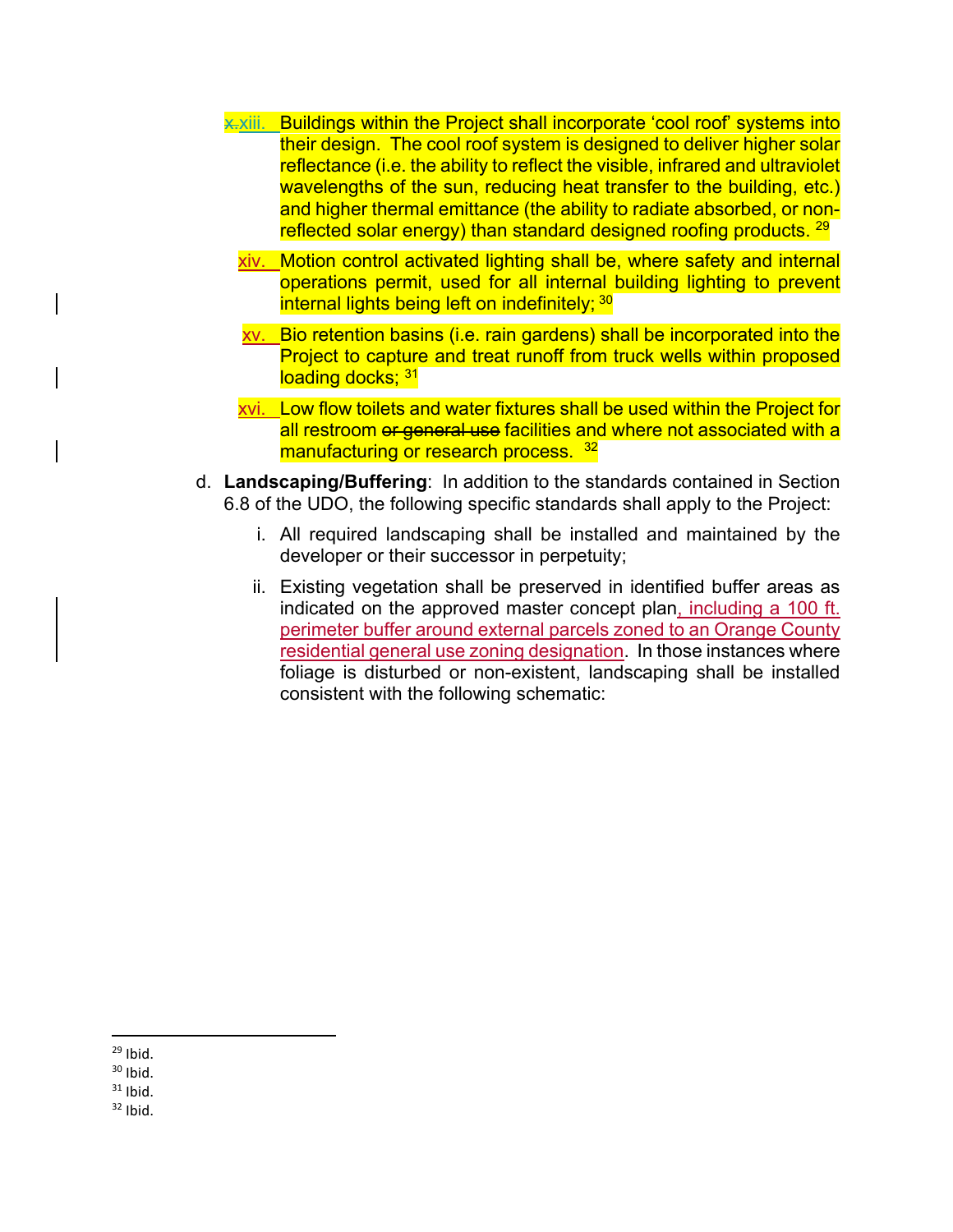~~x.~~ xiii. Buildings within the Project shall incorporate 'cool roof' systems into their design. The cool roof system is designed to deliver higher solar reflectance (i.e. the ability to reflect the visible, infrared and ultraviolet wavelengths of the sun, reducing heat transfer to the building, etc.) and higher thermal emittance (the ability to radiate absorbed, or non-reflected solar energy) than standard designed roofing products.[29]

xiv. Motion control activated lighting shall be, where safety and internal operations permit, used for all internal building lighting to prevent internal lights being left on indefinitely;[30]

xv. Bio retention basins (i.e. rain gardens) shall be incorporated into the Project to capture and treat runoff from truck wells within proposed loading docks;[31]

xvi. Low flow toilets and water fixtures shall be used within the Project for all restroom ~~or general use~~ facilities and where not associated with a manufacturing or research process.[32]

d. **Landscaping/Buffering**: In addition to the standards contained in Section 6.8 of the UDO, the following specific standards shall apply to the Project:

i. All required landscaping shall be installed and maintained by the developer or their successor in perpetuity;

ii. Existing vegetation shall be preserved in identified buffer areas as indicated on the approved master concept plan, including a 100 ft. perimeter buffer around external parcels zoned to an Orange County residential general use zoning designation. In those instances where foliage is disturbed or non-existent, landscaping shall be installed consistent with the following schematic:

---

[29] Ibid.

[30] Ibid.

[31] Ibid.

[32] Ibid.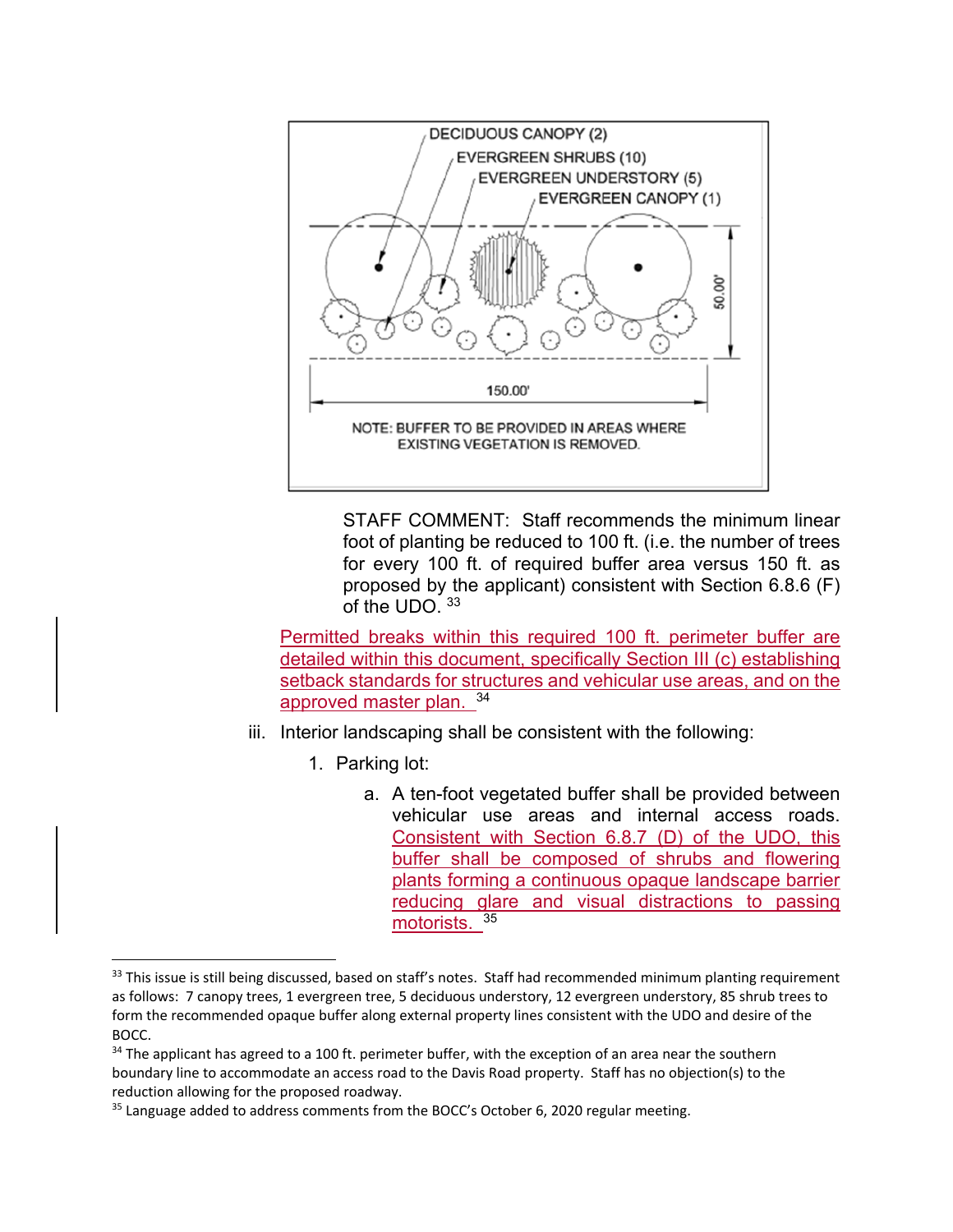DECIDUOUS CANOPY (2)
EVERGREEN SHRUBS (10)
EVERGREEN UNDERSTORY (5)
EVERGREEN CANOPY (1)

50.00'

150.00'

NOTE: BUFFER TO BE PROVIDED IN AREAS WHERE EXISTING VEGETATION IS REMOVED.

STAFF COMMENT: Staff recommends the minimum linear foot of planting be reduced to 100 ft. (i.e. the number of trees for every 100 ft. of required buffer area versus 150 ft. as proposed by the applicant) consistent with Section 6.8.6 (F) of the UDO. [33]

Permitted breaks within this required 100 ft. perimeter buffer are detailed within this document, specifically Section III (c) establishing setback standards for structures and vehicular use areas, and on the approved master plan. [34]

iii. Interior landscaping shall be consistent with the following:

1. Parking lot:

   a. A ten-foot vegetated buffer shall be provided between vehicular use areas and internal access roads. Consistent with Section 6.8.7 (D) of the UDO, this buffer shall be composed of shrubs and flowering plants forming a continuous opaque landscape barrier reducing glare and visual distractions to passing motorists. [35]

---

[33] This issue is still being discussed, based on staff's notes. Staff had recommended minimum planting requirement as follows: 7 canopy trees, 1 evergreen tree, 5 deciduous understory, 12 evergreen understory, 85 shrub trees to form the recommended opaque buffer along external property lines consistent with the UDO and desire of the BOCC.

[34] The applicant has agreed to a 100 ft. perimeter buffer, with the exception of an area near the southern boundary line to accommodate an access road to the Davis Road property. Staff has no objection(s) to the reduction allowing for the proposed roadway.

[35] Language added to address comments from the BOCC's October 6, 2020 regular meeting.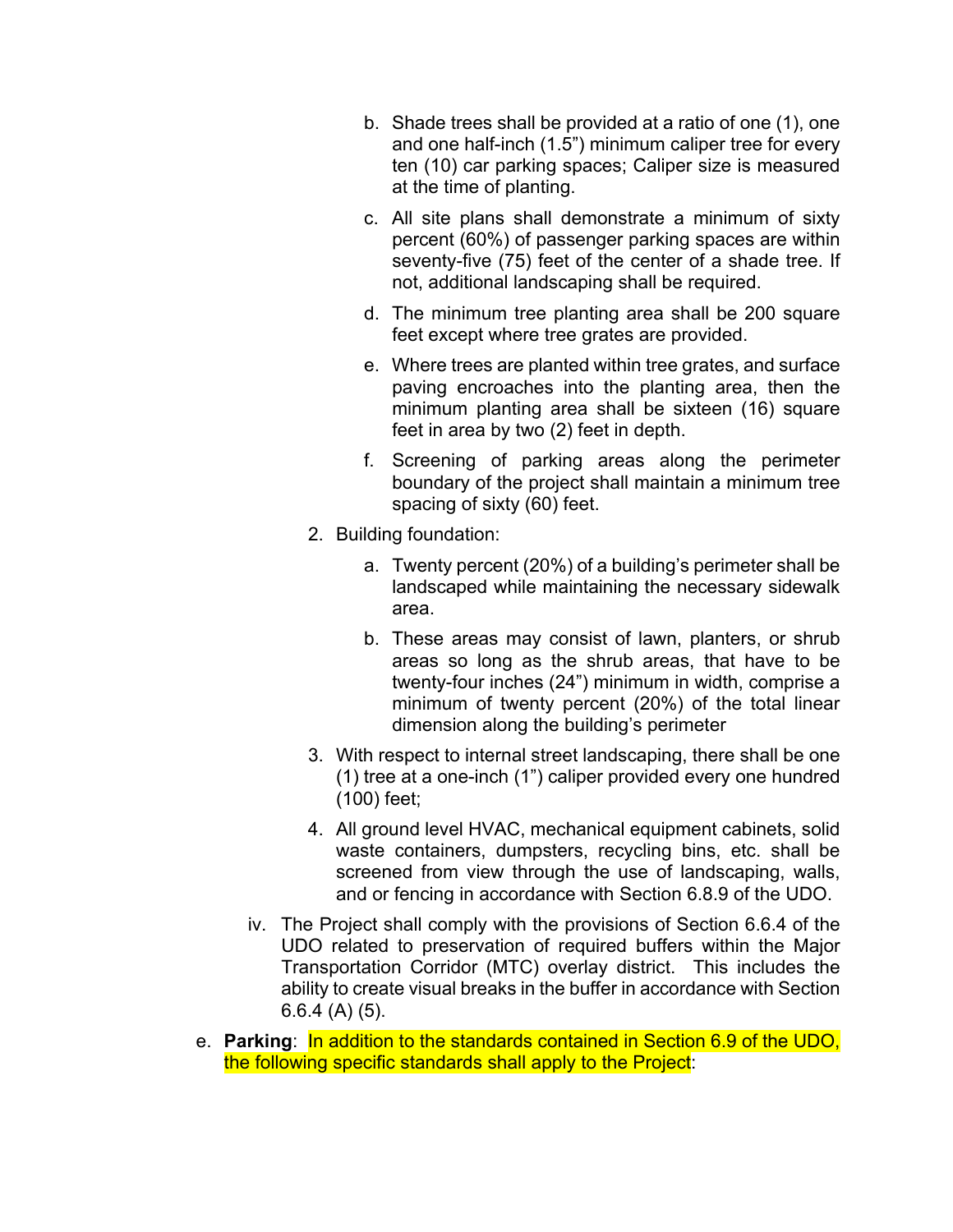b. Shade trees shall be provided at a ratio of one (1), one and one half-inch (1.5") minimum caliper tree for every ten (10) car parking spaces; Caliper size is measured at the time of planting.

c. All site plans shall demonstrate a minimum of sixty percent (60%) of passenger parking spaces are within seventy-five (75) feet of the center of a shade tree. If not, additional landscaping shall be required.

d. The minimum tree planting area shall be 200 square feet except where tree grates are provided.

e. Where trees are planted within tree grates, and surface paving encroaches into the planting area, then the minimum planting area shall be sixteen (16) square feet in area by two (2) feet in depth.

f. Screening of parking areas along the perimeter boundary of the project shall maintain a minimum tree spacing of sixty (60) feet.

2. Building foundation:

   a. Twenty percent (20%) of a building's perimeter shall be landscaped while maintaining the necessary sidewalk area.

   b. These areas may consist of lawn, planters, or shrub areas so long as the shrub areas, that have to be twenty-four inches (24") minimum in width, comprise a minimum of twenty percent (20%) of the total linear dimension along the building's perimeter

3. With respect to internal street landscaping, there shall be one (1) tree at a one-inch (1") caliper provided every one hundred (100) feet;

4. All ground level HVAC, mechanical equipment cabinets, solid waste containers, dumpsters, recycling bins, etc. shall be screened from view through the use of landscaping, walls, and or fencing in accordance with Section 6.8.9 of the UDO.

iv. The Project shall comply with the provisions of Section 6.6.4 of the UDO related to preservation of required buffers within the Major Transportation Corridor (MTC) overlay district. This includes the ability to create visual breaks in the buffer in accordance with Section 6.6.4 (A) (5).

e. **Parking**: In addition to the standards contained in Section 6.9 of the UDO, the following specific standards shall apply to the Project: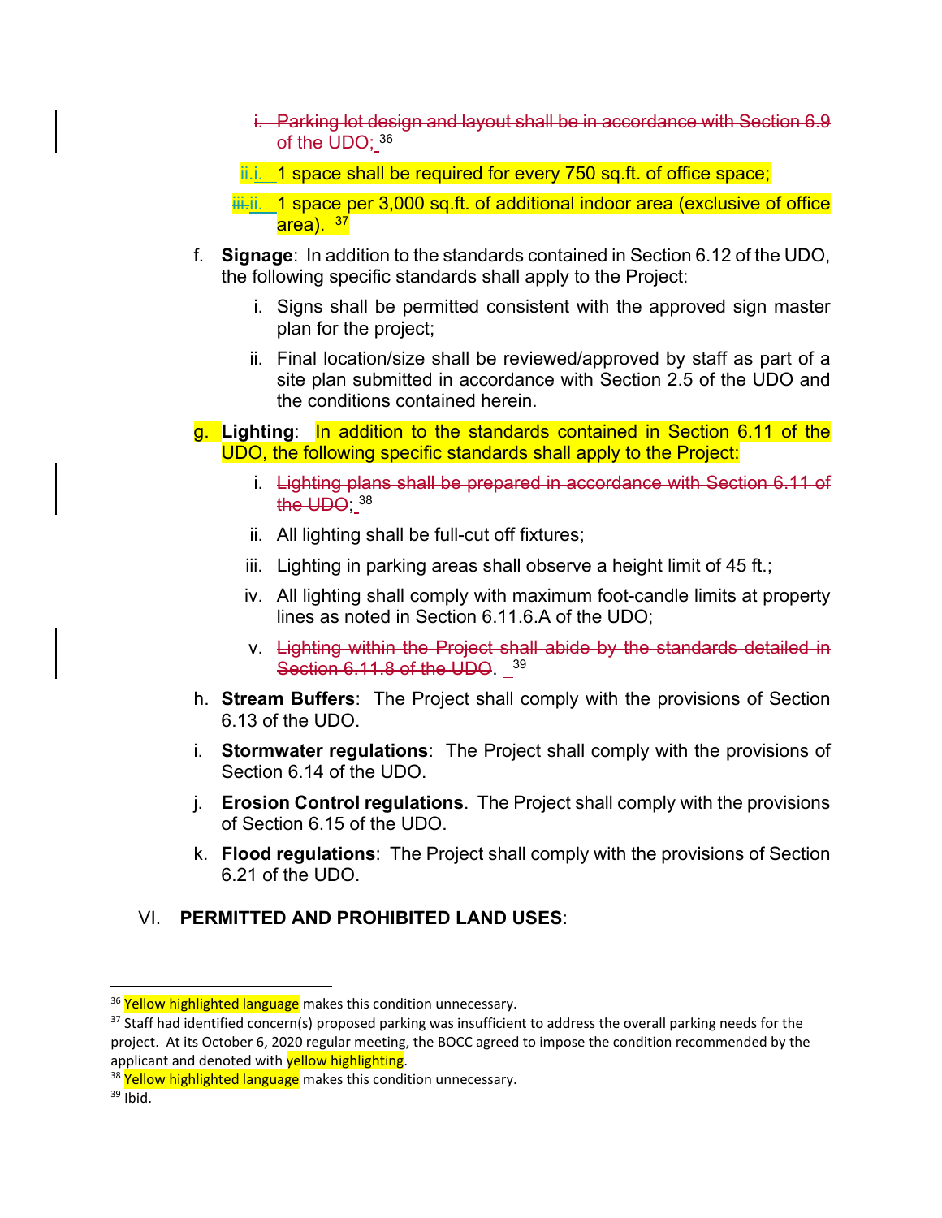i. ~~Parking lot design and layout shall be in accordance with Section 6.9 of the UDO;~~ [36]

~~ii.~~i. 1 space shall be required for every 750 sq.ft. of office space;

~~iii.~~ii. 1 space per 3,000 sq.ft. of additional indoor area (exclusive of office area). [37]

f. **Signage**: In addition to the standards contained in Section 6.12 of the UDO, the following specific standards shall apply to the Project:

   i. Signs shall be permitted consistent with the approved sign master plan for the project;

   ii. Final location/size shall be reviewed/approved by staff as part of a site plan submitted in accordance with Section 2.5 of the UDO and the conditions contained herein.

g. **Lighting**: In addition to the standards contained in Section 6.11 of the UDO, the following specific standards shall apply to the Project:

   i. ~~Lighting plans shall be prepared in accordance with Section 6.11 of the UDO~~; [38]

   ii. All lighting shall be full-cut off fixtures;

   iii. Lighting in parking areas shall observe a height limit of 45 ft.;

   iv. All lighting shall comply with maximum foot-candle limits at property lines as noted in Section 6.11.6.A of the UDO;

   v. ~~Lighting within the Project shall abide by the standards detailed in Section 6.11.8 of the UDO~~. [39]

h. **Stream Buffers**: The Project shall comply with the provisions of Section 6.13 of the UDO.

i. **Stormwater regulations**: The Project shall comply with the provisions of Section 6.14 of the UDO.

j. **Erosion Control regulations**. The Project shall comply with the provisions of Section 6.15 of the UDO.

k. **Flood regulations**: The Project shall comply with the provisions of Section 6.21 of the UDO.

## VI. PERMITTED AND PROHIBITED LAND USES:

---

[36] Yellow highlighted language makes this condition unnecessary.

[37] Staff had identified concern(s) proposed parking was insufficient to address the overall parking needs for the project. At its October 6, 2020 regular meeting, the BOCC agreed to impose the condition recommended by the applicant and denoted with yellow highlighting.

[38] Yellow highlighted language makes this condition unnecessary.

[39] Ibid.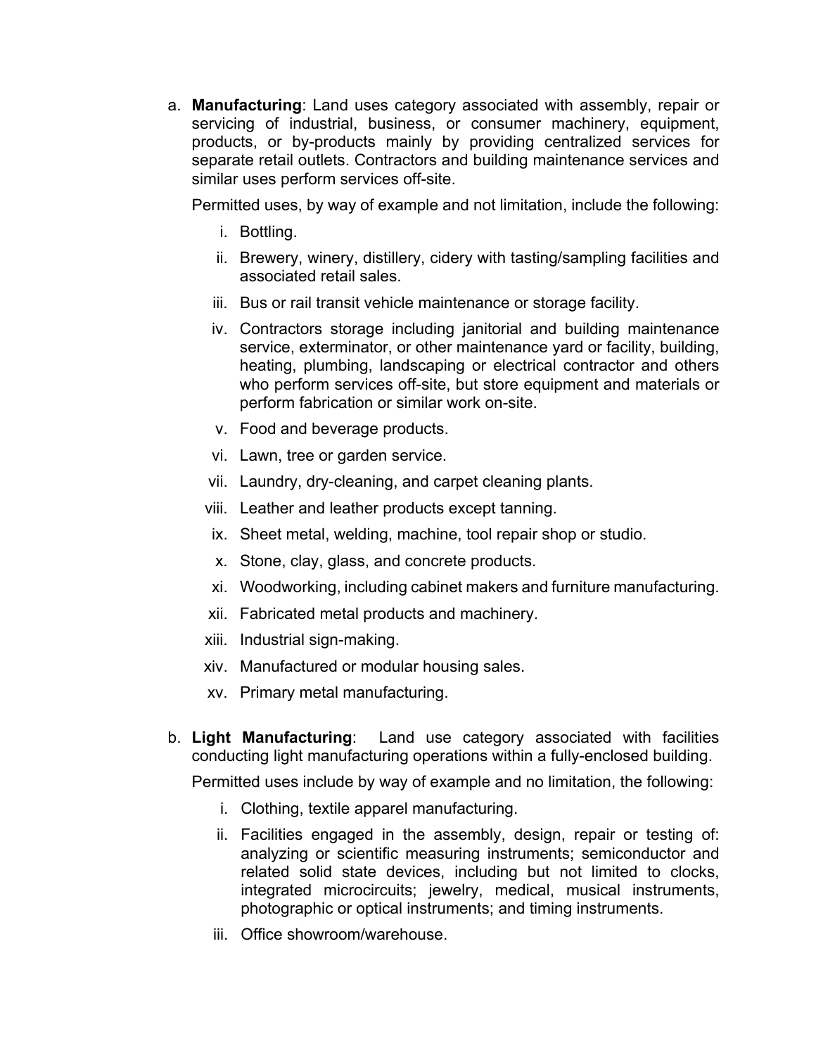a. **Manufacturing**: Land uses category associated with assembly, repair or servicing of industrial, business, or consumer machinery, equipment, products, or by-products mainly by providing centralized services for separate retail outlets. Contractors and building maintenance services and similar uses perform services off-site.

   Permitted uses, by way of example and not limitation, include the following:

   i. Bottling.

   ii. Brewery, winery, distillery, cidery with tasting/sampling facilities and associated retail sales.

   iii. Bus or rail transit vehicle maintenance or storage facility.

   iv. Contractors storage including janitorial and building maintenance service, exterminator, or other maintenance yard or facility, building, heating, plumbing, landscaping or electrical contractor and others who perform services off-site, but store equipment and materials or perform fabrication or similar work on-site.

   v. Food and beverage products.

   vi. Lawn, tree or garden service.

   vii. Laundry, dry-cleaning, and carpet cleaning plants.

   viii. Leather and leather products except tanning.

   ix. Sheet metal, welding, machine, tool repair shop or studio.

   x. Stone, clay, glass, and concrete products.

   xi. Woodworking, including cabinet makers and furniture manufacturing.

   xii. Fabricated metal products and machinery.

   xiii. Industrial sign-making.

   xiv. Manufactured or modular housing sales.

   xv. Primary metal manufacturing.

b. **Light Manufacturing**: Land use category associated with facilities conducting light manufacturing operations within a fully-enclosed building.

   Permitted uses include by way of example and no limitation, the following:

   i. Clothing, textile apparel manufacturing.

   ii. Facilities engaged in the assembly, design, repair or testing of: analyzing or scientific measuring instruments; semiconductor and related solid state devices, including but not limited to clocks, integrated microcircuits; jewelry, medical, musical instruments, photographic or optical instruments; and timing instruments.

   iii. Office showroom/warehouse.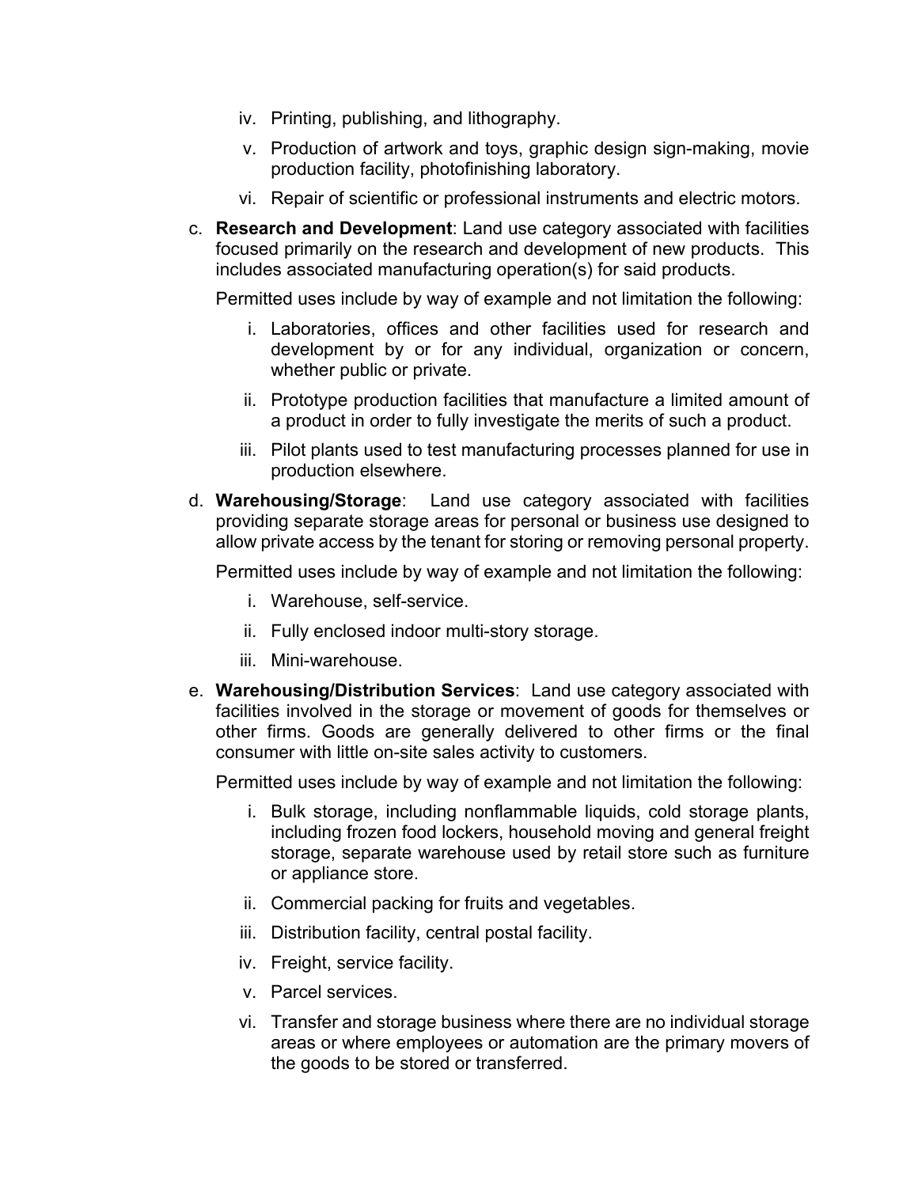iv. Printing, publishing, and lithography.

v. Production of artwork and toys, graphic design sign-making, movie production facility, photofinishing laboratory.

vi. Repair of scientific or professional instruments and electric motors.

c. **Research and Development**: Land use category associated with facilities focused primarily on the research and development of new products. This includes associated manufacturing operation(s) for said products.

   Permitted uses include by way of example and not limitation the following:

   i. Laboratories, offices and other facilities used for research and development by or for any individual, organization or concern, whether public or private.

   ii. Prototype production facilities that manufacture a limited amount of a product in order to fully investigate the merits of such a product.

   iii. Pilot plants used to test manufacturing processes planned for use in production elsewhere.

d. **Warehousing/Storage**: Land use category associated with facilities providing separate storage areas for personal or business use designed to allow private access by the tenant for storing or removing personal property.

   Permitted uses include by way of example and not limitation the following:

   i. Warehouse, self-service.

   ii. Fully enclosed indoor multi-story storage.

   iii. Mini-warehouse.

e. **Warehousing/Distribution Services**: Land use category associated with facilities involved in the storage or movement of goods for themselves or other firms. Goods are generally delivered to other firms or the final consumer with little on-site sales activity to customers.

   Permitted uses include by way of example and not limitation the following:

   i. Bulk storage, including nonflammable liquids, cold storage plants, including frozen food lockers, household moving and general freight storage, separate warehouse used by retail store such as furniture or appliance store.

   ii. Commercial packing for fruits and vegetables.

   iii. Distribution facility, central postal facility.

   iv. Freight, service facility.

   v. Parcel services.

   vi. Transfer and storage business where there are no individual storage areas or where employees or automation are the primary movers of the goods to be stored or transferred.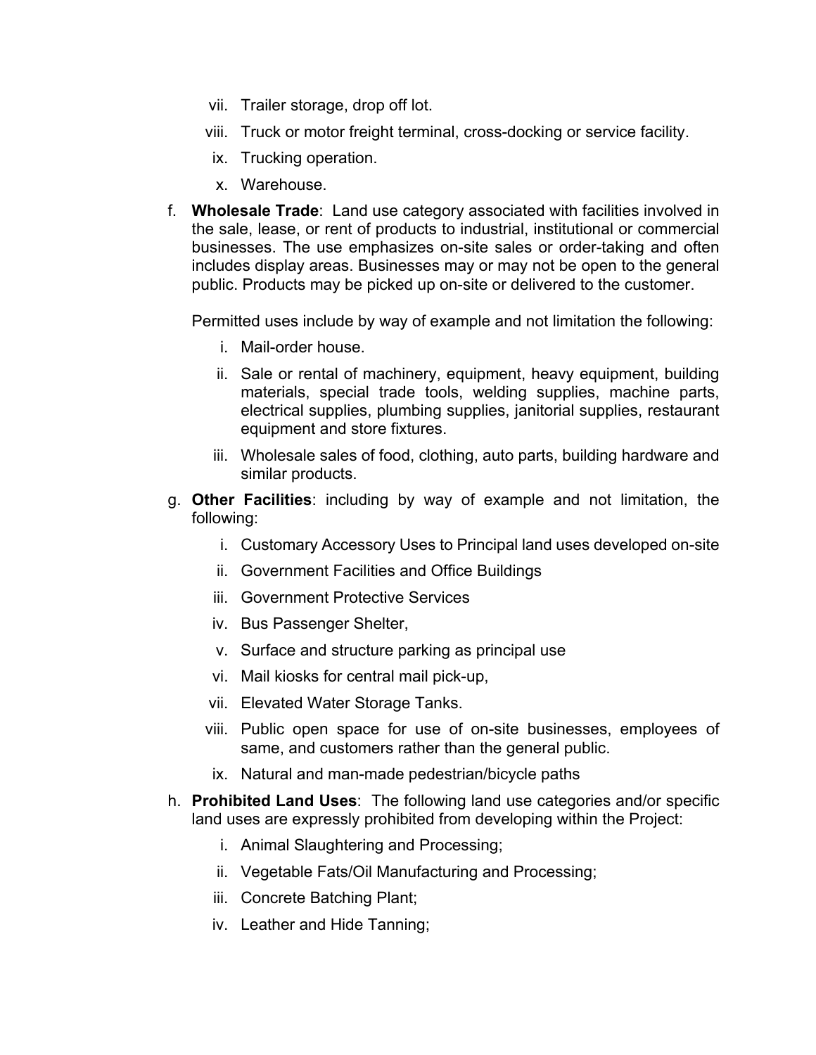vii. Trailer storage, drop off lot.

viii. Truck or motor freight terminal, cross-docking or service facility.

ix. Trucking operation.

x. Warehouse.

f. **Wholesale Trade**: Land use category associated with facilities involved in the sale, lease, or rent of products to industrial, institutional or commercial businesses. The use emphasizes on-site sales or order-taking and often includes display areas. Businesses may or may not be open to the general public. Products may be picked up on-site or delivered to the customer.

   Permitted uses include by way of example and not limitation the following:

   i. Mail-order house.

   ii. Sale or rental of machinery, equipment, heavy equipment, building materials, special trade tools, welding supplies, machine parts, electrical supplies, plumbing supplies, janitorial supplies, restaurant equipment and store fixtures.

   iii. Wholesale sales of food, clothing, auto parts, building hardware and similar products.

g. **Other Facilities**: including by way of example and not limitation, the following:

   i. Customary Accessory Uses to Principal land uses developed on-site

   ii. Government Facilities and Office Buildings

   iii. Government Protective Services

   iv. Bus Passenger Shelter,

   v. Surface and structure parking as principal use

   vi. Mail kiosks for central mail pick-up,

   vii. Elevated Water Storage Tanks.

   viii. Public open space for use of on-site businesses, employees of same, and customers rather than the general public.

   ix. Natural and man-made pedestrian/bicycle paths

h. **Prohibited Land Uses**: The following land use categories and/or specific land uses are expressly prohibited from developing within the Project:

   i. Animal Slaughtering and Processing;

   ii. Vegetable Fats/Oil Manufacturing and Processing;

   iii. Concrete Batching Plant;

   iv. Leather and Hide Tanning;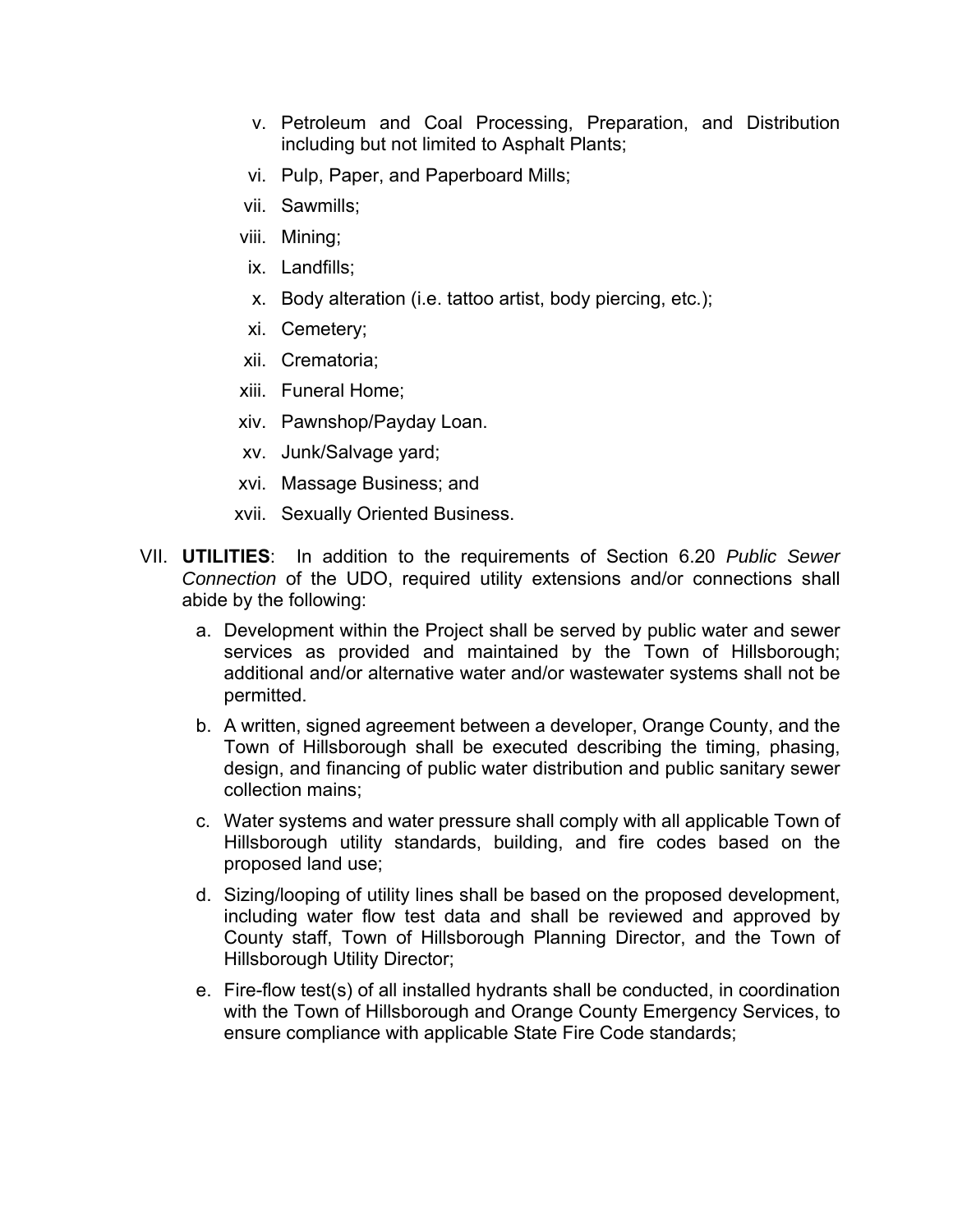v. Petroleum and Coal Processing, Preparation, and Distribution including but not limited to Asphalt Plants;

vi. Pulp, Paper, and Paperboard Mills;

vii. Sawmills;

viii. Mining;

ix. Landfills;

x. Body alteration (i.e. tattoo artist, body piercing, etc.);

xi. Cemetery;

xii. Crematoria;

xiii. Funeral Home;

xiv. Pawnshop/Payday Loan.

xv. Junk/Salvage yard;

xvi. Massage Business; and

xvii. Sexually Oriented Business.

VII. **UTILITIES**: In addition to the requirements of Section 6.20 *Public Sewer Connection* of the UDO, required utility extensions and/or connections shall abide by the following:

a. Development within the Project shall be served by public water and sewer services as provided and maintained by the Town of Hillsborough; additional and/or alternative water and/or wastewater systems shall not be permitted.

b. A written, signed agreement between a developer, Orange County, and the Town of Hillsborough shall be executed describing the timing, phasing, design, and financing of public water distribution and public sanitary sewer collection mains;

c. Water systems and water pressure shall comply with all applicable Town of Hillsborough utility standards, building, and fire codes based on the proposed land use;

d. Sizing/looping of utility lines shall be based on the proposed development, including water flow test data and shall be reviewed and approved by County staff, Town of Hillsborough Planning Director, and the Town of Hillsborough Utility Director;

e. Fire-flow test(s) of all installed hydrants shall be conducted, in coordination with the Town of Hillsborough and Orange County Emergency Services, to ensure compliance with applicable State Fire Code standards;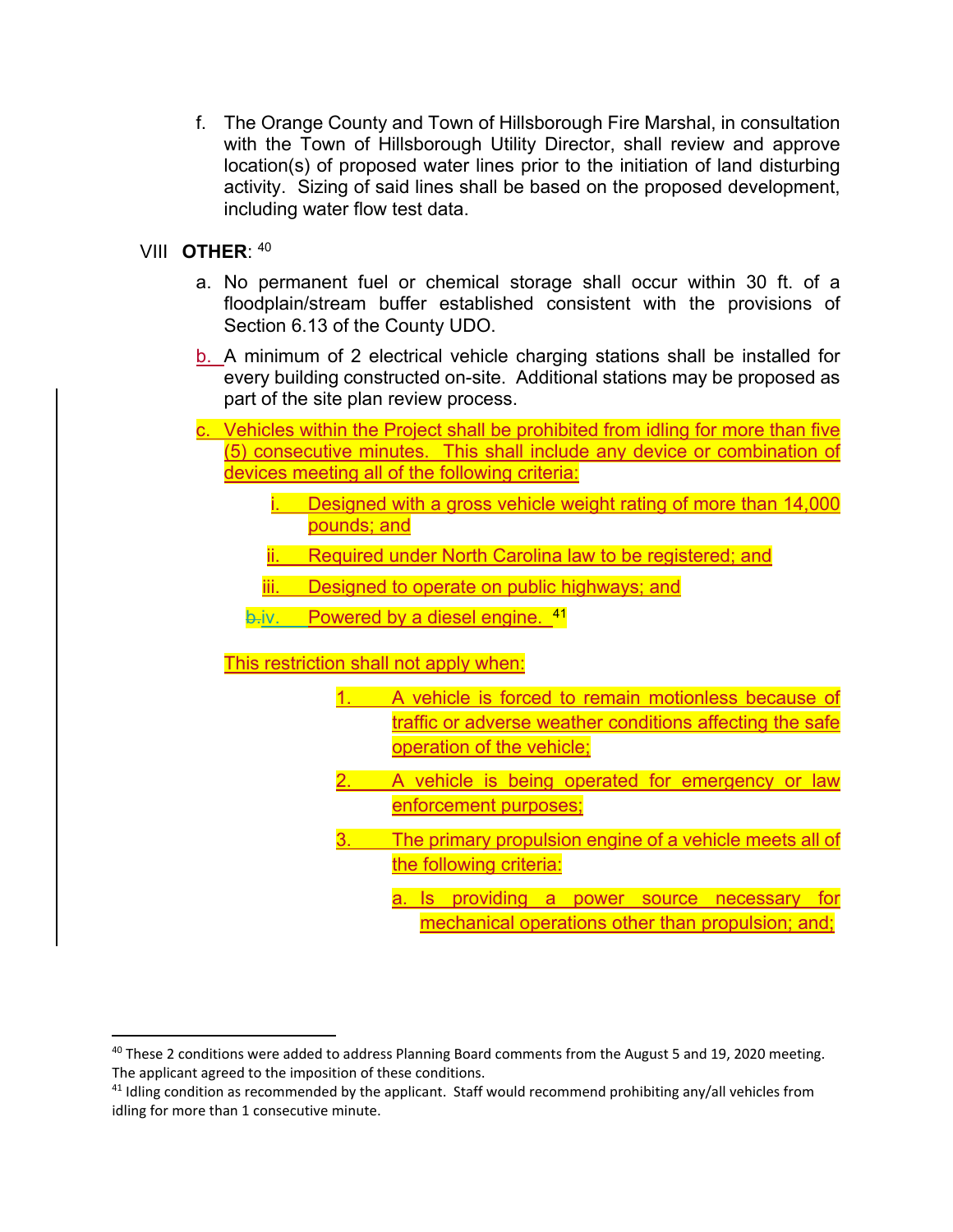f. The Orange County and Town of Hillsborough Fire Marshal, in consultation with the Town of Hillsborough Utility Director, shall review and approve location(s) of proposed water lines prior to the initiation of land disturbing activity. Sizing of said lines shall be based on the proposed development, including water flow test data.

VIII **OTHER**: [40]

a. No permanent fuel or chemical storage shall occur within 30 ft. of a floodplain/stream buffer established consistent with the provisions of Section 6.13 of the County UDO.

b. A minimum of 2 electrical vehicle charging stations shall be installed for every building constructed on-site. Additional stations may be proposed as part of the site plan review process.

c. Vehicles within the Project shall be prohibited from idling for more than five (5) consecutive minutes. This shall include any device or combination of devices meeting all of the following criteria:

   i. Designed with a gross vehicle weight rating of more than 14,000 pounds; and

   ii. Required under North Carolina law to be registered; and

   iii. Designed to operate on public highways; and

   ~~b.~~iv. Powered by a diesel engine. [41]

This restriction shall not apply when:

1. A vehicle is forced to remain motionless because of traffic or adverse weather conditions affecting the safe operation of the vehicle;

2. A vehicle is being operated for emergency or law enforcement purposes;

3. The primary propulsion engine of a vehicle meets all of the following criteria:

   a. Is providing a power source necessary for mechanical operations other than propulsion; and;

---

[40] These 2 conditions were added to address Planning Board comments from the August 5 and 19, 2020 meeting. The applicant agreed to the imposition of these conditions.

[41] Idling condition as recommended by the applicant. Staff would recommend prohibiting any/all vehicles from idling for more than 1 consecutive minute.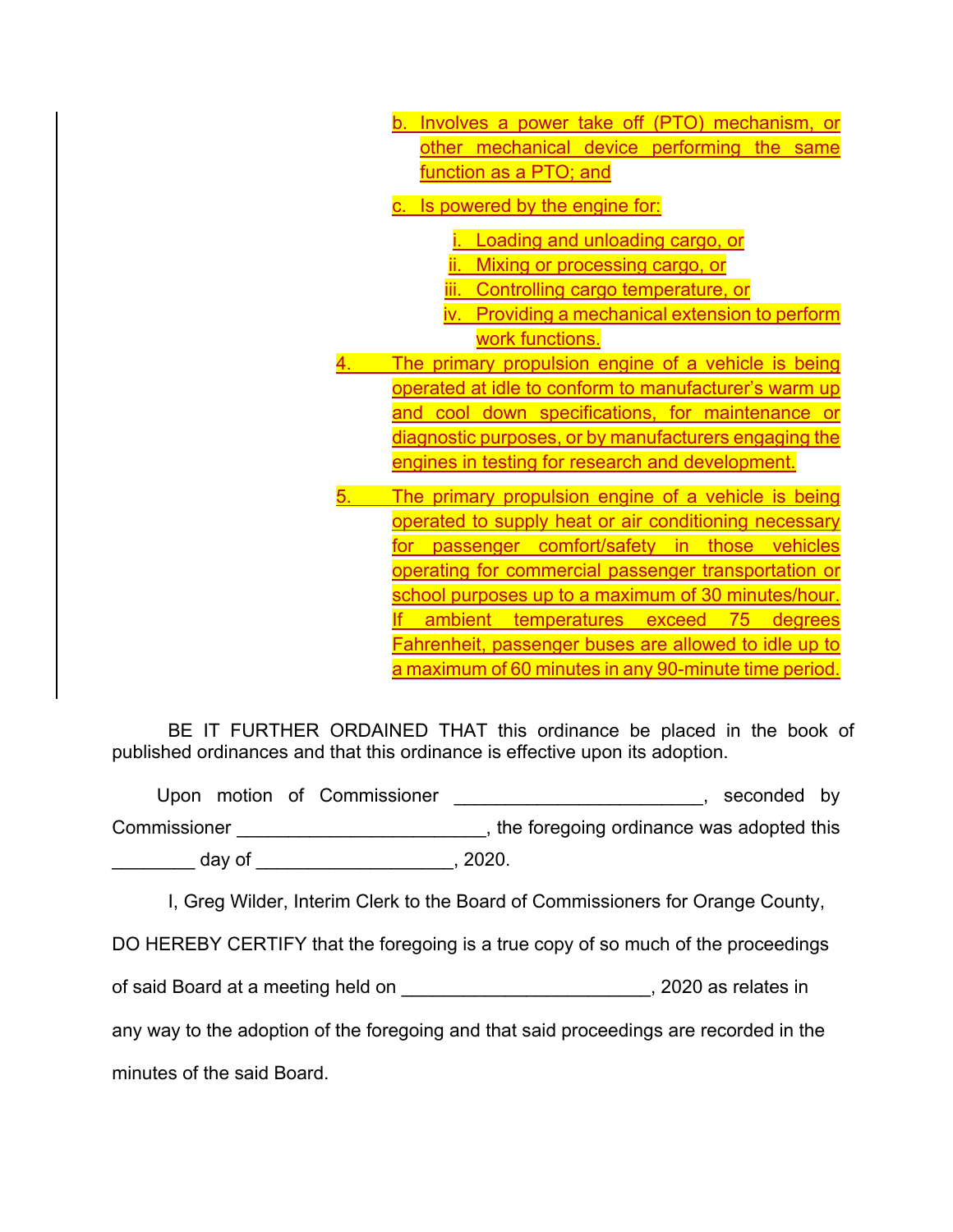b. Involves a power take off (PTO) mechanism, or other mechanical device performing the same function as a PTO; and

c. Is powered by the engine for:

   i. Loading and unloading cargo, or
   ii. Mixing or processing cargo, or
   iii. Controlling cargo temperature, or
   iv. Providing a mechanical extension to perform work functions.

4. The primary propulsion engine of a vehicle is being operated at idle to conform to manufacturer's warm up and cool down specifications, for maintenance or diagnostic purposes, or by manufacturers engaging the engines in testing for research and development.

5. The primary propulsion engine of a vehicle is being operated to supply heat or air conditioning necessary for passenger comfort/safety in those vehicles operating for commercial passenger transportation or school purposes up to a maximum of 30 minutes/hour. If ambient temperatures exceed 75 degrees Fahrenheit, passenger buses are allowed to idle up to a maximum of 60 minutes in any 90-minute time period.

BE IT FURTHER ORDAINED THAT this ordinance be placed in the book of published ordinances and that this ordinance is effective upon its adoption.

Upon motion of Commissioner _______________________, seconded by Commissioner _______________________, the foregoing ordinance was adopted this ________ day of __________________, 2020.

I, Greg Wilder, Interim Clerk to the Board of Commissioners for Orange County, DO HEREBY CERTIFY that the foregoing is a true copy of so much of the proceedings of said Board at a meeting held on _______________________, 2020 as relates in any way to the adoption of the foregoing and that said proceedings are recorded in the minutes of the said Board.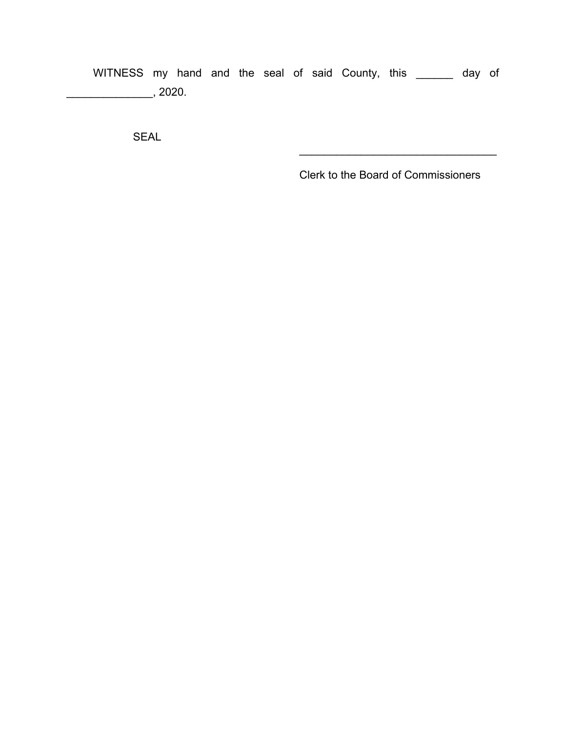WITNESS my hand and the seal of said County, this ______ day of ______________, 2020.

SEAL

_________________________________

Clerk to the Board of Commissioners